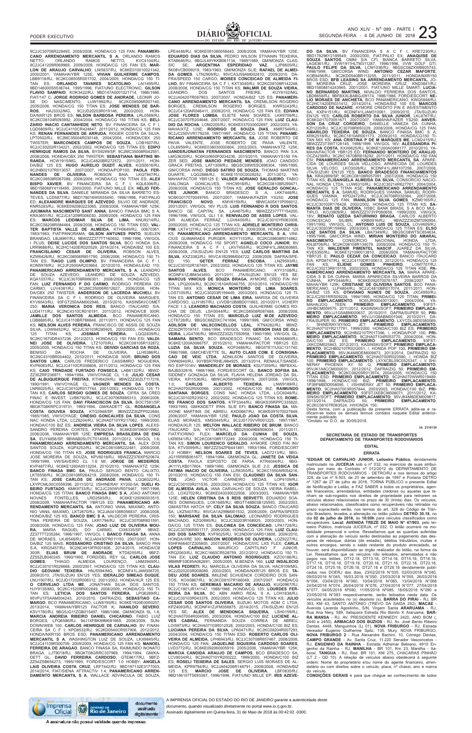9C2JC30708R228493, 2008/2008, HONDA/CG 125 FAN; **PANAMERICANO ARRENDAMENTO MERCANTIL S A**, ORLANDO RAMOS NETTO, ORLANDO RAMOS NETTO, KVC4104/RJ, 9C2JC41209R069969, 2009/2009, HONDA/CG 125 FAN ES; **MARLON DE ARAUJO CARVALHO**, LNI5837/RJ, 9C6KE010010021342, 2000/2001, YAMAHA/YBR 125E; **VIVIAN GUILHERME CAMPOS**, LBB9118/RJ, 9C2KC08505R001702, 2004/2005, HONDA/CG 150 TITAN ES; **ORLANDO TAVARES SCATOLINO**, LAI1495/RJ, 9BD146000S5536744, 1995/1996, FIAT/UNO ELECTRONIC; **GILSON FLAVIO SAMPAIO**, KOK3422/RJ, 9BD147A0001021714, 1986/1986, FIAT/147 C; **JORGE RODRIGO GOMES DE ANDRADE**, LEONIR JOSE DO NASCIMENTO, LUW1992/RJ, 9C2KC08506R007740, 2005/2006, HONDA/CG 150 TITAN ES; **JOSE MENDES DE BARROS**, HAJ3332/MG, 9C2JD20203R019146, 2003/2003, HONDA/NXR125 BROS ES; **NILSON BARBOSA FERREIRA**, LPL0589/RJ, 9C2KC08104R093992, 2004/2004, HONDA/CG 150 TITAN KS; **BELIZARIO INACIO CANTANHEDE NETO**, BV FINANCEIRA SA C F I, LOD5809/RJ, 9C2JC4110CR424647, 2011/2012, HONDA/CG 125 FAN KS; **RENAN FERNANDES DE ARRUDA**, ROGER COSTA DA SILVA, LPT0502/RJ, 9C2MC35004R030148, 2004/2004, HONDA/CBX 250 TWISTER; **MARCONDES CAMPOS DE SOUZA**, LOB1607/RJ, 9C2JC30202R134221, 2002/2002, HONDA/CG 125 TITAN KS; **EDIPO HENRIQUE RAMOS DA SILVA**, BYS9299/SP, 9C2MC35008R042551, 2008/2008, HONDA/CBX 250 TWISTER; **SEBASTIANA MARTINS MIRANDA**, HCW1915/MG, 9C2JC4820BR272572, 2011/2011, HONDA/BIZ 125 ES; **HUGO AURELIO DUZIT ALVES**, KGS0616/RJ, 9C2HB0210TR013057, 2007/2007, HONDA/POP100; **PAOLA FERNANDES DE OLIVEIRA**, ROBSON BAIA, LKQ7947/RJ, 9C2KC08508R067088, 2008/2008, HONDA/CG 150 TITAN ES; **ALEX BISPO XAVIER**, BV FINANCEIRA SA C F I, KOL6306/RJ, 9BD158068Y4118495, 2000/2000, FIAT/UNO MILLE EX; **HELIO FERNANDES DA SILVA**, DANIELE MIRANDA DA SILVA BARRETO ESTEVES, LCD5677/RJ, 9BD178016W0555450, 1998/1998, FIAT/PALIO ED; **ALEXANDRE MARQUES DE AZEVEDO**, SILVIO DE ANDRADE, KNR5283/RJ, 9C6KE092080223065, 2008/2008, YAMAHA/YBR 125K; **JUCIMARA NASCIMENTO SANT ANNA**, BANCO FINASA BMC S A, KRA3651/RJ, 9C2JC41209R006030, 2009/2009, HONDA/CG 125 FAN ES; **MARCOS LEDIMAR SILVA DE LIMA**, KNU9214/RJ, 9C2KC08208R084464, 2008/2008, HONDA/CG 150 TITAN KS; **WALTER BAPTISTA VALLE DE ALMEIDA**, KTH0649/RJ, 00673061, 1983/1983, FIAT/PANORAMA; **GILSON ANTUNES PINTO**, SUELEN BRANDAO, LBJ8997/RJ, 9BWZZZ377TT160652, 1996/1996, VW/GOL I PLUS; **DEISE LUCIDE DOS SANTOS SILVA**, BCO HONDA S/A, LRR9688/RJ, 9C2HC1420ER020529, 2014/2014, HONDA/BIZ 100 ES; **FRANCISLAINO CESAR DE OLIVEIRA**, ROBSON ALVES, KZW6426/RJ, 9C2KC08506R851790, 2006/2006, HONDA/CG 150 TITAN ES; **TIAGO LUIS OLIMPIO**, BV FINANCEIRA SA C F I, KON6978/RJ, 9C2JF2500AR203664, 2010/2010, HONDA/LEAD 110; **PANAMERICANO ARRENDAMENTO MERCANTIL S A**, LEANDRO DE SOUZA AZEVEDO, LEANDRO DE SOUZA AZEVEDO, KOA1037/RJ, 9C2JC30708R666301, 2008/2008, HONDA/CG 125 FAN; **LUIZ FERNANDO P DO CARMO**, RODRIGO PEREIRA DO CARMO, LUV4381/RJ, 9C2MC3500ER012627, 2006/2006, HONDA/CBX 250 TWISTER; **ANDERSON DE LACERDA MICHELI**, BV FINANCEIRA SA C F I, RODRIGO DE OLIVEIRA MARQUES, KYV6543/RJ, 93FGT250AAM002946, 2010/2010, KASINSKI/COMET 250; **MARIA VERONICA DOS REIS**, BANCO ITAUCARD S/A, LUD4111/RJ, 9C2NC4310CR016191, 2011/2012, HONDA/CB 300R; **JAMILLE DOS SANTOS ALMEIDA**, BCO PANAMERICANO, LOB8885/RJ, 9C2JC4110BR766848, 2011/2011, HONDA/CG 125 FAN KS; **NEILSON ALVES PEREIRA**, FRANCISCO DE ASSIS DE SOUZA SILVA, LOW9452/RJ, 9C2JC30103R285925, 2003/2003, HONDA/CG 125 TITAN KS; **JOSIMAR PEREIRA**, LOQ2839/RJ, 9C2KC1670DR437236, 2012/2013, HONDA/CG 150 FAN ESI; **VALDINEI JOSE DE OLIVEIRA**, LTZ1070/RJ, 9C2KC08105R132872, 2005/2005, HONDA/CG 150 TITAN KS; **DEVID GARCIAS DA ROZA**, BENISIO DA ROCHA DE OLIVEIRA, LLH5386/RJ, 9C2NC4310BR004402, 2010/2011, HONDA/CB 300R; **BRUNO DOS SANTOS LIMA**, CARLOS FREDERICO CASSIMIRO NOGUEIRA, KVP6083/RJ, 9C2JC4110CR308808, 2011/2012, HONDA/CG 125 FAN KS; **CAIO TRINDADE FURTADO FONSECA**, LAB6132/RJ, 9BWZZZ30ZRP236971, 1994/1994, VW/VOYAGE CL 1.8; **JULIO CESAR DE ALBUQUERQUE FREITAS**, KTH6429/RJ, 9BWZZZ30ZLT117216, 1990/1991, VW/VOYAGE CL; **VAGNER MENDES DA COSTA**, LNR6025/RJ, 9C2JC30102R017744, 2001/2002, HONDA/CG 125 TITAN KS; **CARLOS SERGIO GOMES DE SOUZA**, CIFRA SA CRED FINAC E INVEST, LVB6792/RJ, 9C2JC30706R885313, 2006/2006, HONDA/CG 125 FAN; **DAVI FRANCISCON DA SILVA**, BCC7561/SP, 9BGKT08KRPC319731, 1993/1994, GM/KADETT GL; **ROSANGELA COSTA GOUVEA SOUZA**, KTQ3948/SP, 9BWZZZ30ZFP022684, 1985/1985, VW/VOYAGE; **CINESIO GONCALVES DA SILVA**, CONS NAC HONDA LTDA, LCZ8204/RJ, 9C2HA0710YR217062, 1999/2000, HONDA/C100 BIZ ES; **ANDREIA VIEIRA DA SILVA LOPES**, ALEXSANDRO PEREIRA CORTES, KPN3823/RJ, 9C6KE0910600179692, 2006/2006, YAMAHA/YBR 125E; **EMPRESA BRASILEIRA DE ENGA**, ELV4856/SP, 9BWAB05U7CT014058, 2011/2012, VW/GOL 1.6; **PANAMERICANO ARRENDAMENTO MERCANTIL SA**, ALEX DOS SANTOS SOUZA, KQP4252/RJ, 9C2KC08108R222481, 2008/2008, HONDA/CG 150 TITAN KS; **JOSE RODRIGUES FRANCA**, MARCIO JOSE MOREIRA DE SOUZA, KPV6018/RJ, 9BWZZZ378XP520870, 1999/1999, VW/SAVEIRO CL 1.6 MI; **JORGE DE MEDEIROS**, KVP4877/RJ, 9C6KE126040013204, 2010/2010, YAMAHA/XTZ 125K; **BANCO FINASA BMC SA**, PAULO SERGIO BENTO CALIXTO, LKT6556/RJ, 9C2KC08108R264219, 2008/2008, HONDA/CG 150 TITAN KS; **JOSE CARLOS DE ANDRADE PAIVA**, LOQ6022/RJ, LXYPCML00C0558396, 2011/2012, I/SHINERAY XY200-5A; **SUELI RIBEIRO FURTADO**, KMK9733/RJ, 9C2JC250WVR075467, 1997/1998, HONDA/CG 125 TITAN; **BANCO FINASA BMC S A**, JOAO ANTONIO NOVAES FONTELLES, LRD2585/RJ, 9C6KE120090003515, 2008/2009, YAMAHA/FACTOR YBR125 ED; **PANAMERICANO ARRENDAMENTO MERCANTIL SA**, ANTONIO VANIL MAXIMO, ANTONIO VANIL MAXIMO, LKT2670/RJ, 9C2JA04108R056837, 2008/2008, HONDA/BIZ 125 KS; **BANCO BMC S A**, VALDECIR PEREIRA, CRISTINA PEREIRA DE SOUZA, LKR1794/RJ, 9C2JC30708R601591, 2008/2008, HONDA/CG 125 FAN; **JOAO LUIZ DE OLIVEIRA NORA**, MARIA RAQUEL DO CARMO, CIX6335/SP, 9BWZZZ377TT235284, 1996/1997, VW/GOL I; **BANCO FINASA SA**, ANNA DE MORAES, LLK8548/RJ, 9C2JA04307R011150, 2007/2007, HONDA/BIZ 125 MAIS; **ROSSANDRO CRISTINO DA SILVA**, BANCO PAN S.A, KRG5457/RJ, 9C2NC4910FR001806, 2014/2015, HONDA/CB 300R; **ELIAS BRUM DE ANDRADE**, KTD8255/RJ, 9BFZZZ55ZLB040245, 1990/1990, FORD/DEL REY GL; **CARLOS JOSE GOMES**, THIAGO ALMEIDA LOURENÇO, LNM3949/RJ, 9C2JC30101R026868, 2000/2001, HONDA/CG 125 TITAN KS; **CLAUDIO GEOVANI TEIXEIRA**, HNJ5594/MG, 9CDNF41LJAM306725, 2009/2010, JTA/SUZUKI EN125 YES; **IDERALDO SIMEAO DUQUE**, LNU1507/RJ, 9C2JD17202R006312, 2001/2002, HONDA/NXR 125 ES; **O CERVEJAO LTDA ME**, JONATHAN SILVA DOS SANTOS, HJY9135/MG, 9C2KC1520R002649, 2008/2009, HONDA/CG 150 TITAN ES; **LETICIA DOS SANTOS FERREIRA**, LPQ6269/RJ, 95VFU1F5AAM004243, 2010/2010, DAFRA/ZIG; **SEBASTIAO CAMARGO**, BCO PANAMERICANO, LLW8195/RJ, 9C6KE1920E0000257, 2013/2014, YAMAHA/YBR125 FACTOR K; **IVANILDO SEVERO**, KSV1780/RJ, 9BG5JG11ZGB015497, 1986/1986, GM/MONZA SL 1.8; **MARCIA ANDREIA RIBEIRO DANIEL CHICARINO**, FABIO LUIZ BORGES, LPQ6806/RJ, 94J1XFBK89M081669, 2008/2009, SUNDOWN/WEB 100; **CARLOS HENRIQUE DE CARVALHO**, BV FINANCEIRA SA C F I, KPD8532/RJ, 9C2KD0540CR557906, 2012/2012, HONDA/NXR150 BROS ESD; **PANAMERICANO ARRENDAMENTO MERCANTIL S A**, WASHINGTON LUIZ DE SOUZA, LKX9845/RJ, 9C2JC41109R500709, 2009/2009, HONDA/CG 125 FAN KS; **MANOEL FERREIRA DE ARAGAO**, BANCO FINASA SA, RAIMUNDO NONATO BRAGA, LJT9018/RJ, 9BGKT08GRRC337969, 1994/1994, GM/KADETT GL; **DAVID FERREIRA CARDOSO**, GTE6617/RJ, 9BFZZZ54ZSB654273, 1995/1995, FORD/ESCORT 1.6 HOBBY; **ANGELA LAIS OLIVEIRA COSTA CRUZ**, LRF7442/RJ, 9BD197132E3177003, 2014/2014, FIAT/SIENA ATTRACTIV 1.4; **PANAMERICANO ARRENDAMENTO MERCANTIL S A**, WALLACE ADVINCULA DE SOUZA, LPE4446/RJ, 9C6KE091080058440, 2008/2008, YAMAHA/YBR 125E; **EDUARDO DIAS DA SILVA**, PEDRO WILSON STIVANIN TEIXEIRA, KTA8646/RJ, 9BGJL69YKKB081134, 1989/1989, GM/MONZA CLASSIC SE; **ARGENTINA ESPERIDIAO VAZ**, LJP8605/RJ, 5K08VCB006019, 1983/1983, GM/MONZA SL/E; **RAFAEL DE ALMEIDA GOMES**, LTN2909/RJ, 95VCA3S9AM002810, 2009/2010, DAFRA/SPEED 150 CARGO; **MOISES CONCEICAO DE ALMEIDA FILHO**, BV FINANCEIRA SA C F I, KXT3040/RJ, 9C2KC08108R142248, 2008/2008, HONDA/CG 150 TITAN KS; **WALMIR DE SOUZA VIEIRA**, LEANDRO DOS SANTOS FREIRE, KUY6152/MG, 9C2JA4207R087903, 2007/2007, HONDA/BIZ 125 ES; **PANAMERICANO ARRENDAMENTO MERCANTIL SA**, CREMILSON ROGERIO BORGES, CREMILSON ROGERIO BORGES, KWR3243/RJ, 9C2JC4120AR046411, 2009/2010, HONDA/CG 125 FAN ES; **EDIVAN JOSE FLORES LOMBA**, ELIETE HANI SOARES, LKK5759/RJ, 9C2JC3070TR204646, 2007/2007, HONDA/CG 125 FAN; **LUIZ CLAUDIO DA ROCHA**, LOM2205/RJ, 9C6KE037030002697, 2002/2003, YAMAHA/XTZ 125E; **RODRIGO DE SOUZA DIAS**, KMR7549/RJ, 9C2JC250VVR179239, 1997/1997, HONDA/CG 125 TITAN; **PANAMERICANO ARRENDAMENTO MERCANTIL SA**, JOSE ROBERTO DE PAIVA VALENTE, JOSE ROBERTO DE PAIVA VALENTE, LOL6959/RJ, 9C6KE038030000804, 2002/2003, YAMAHA/XTZ 125K; **UANDERJONATAN FERNANDES NASCIMENTO**, BANCO PAN S A, LMG3620/RJ, 9C6KG0650F0034236, 2015/2015, YAMAHA/YS150 FAZER SED; **JOSE MAURICIO PIEDADE MENDES**, JOAO CANDIDO GRACA FREITAS, LAT1309/RJ, 9BGSC08WSSC696304, 1995/1995, GM/CORSA WIND; **DIEGO SATIRO DE SOUZA**, THOMAS MARTINS DUARTE, LOQ2888/RJ, 9C6KE1510C0029252, 2011/2012, YAMAHA/FACTOR YBR125 E; **VALBER ADRIANO SALGUEIRO**, FABIO VALONGA GONCALVES, HHC9918/RJ, 9C2KC08108R299471, 2008/2008, HONDA/CG 150 TITAN KS; **JOSE GERALDO GONCALVES JUNIOR**, BANCO BRADESCO S A, LKK7448/RJ, 9C6KG0170700497765, 2007/2007, YAMAHA/FAZER YS250; **JOSE FRANCISCO NOVO**, KMV6159/RJ, 9BWCA05X1P056012, 2001/2001, VW/GOL 16V PLUS; **LUIS FERNANDO R DOS SANTOS**, BANCO DE CAPITAL SA, LAI4575/RJ, 9BWZZZ377TT154200, 1996/1996, VW/GOL GLI 1.8; **REINVALDO DE ASSIS LOPES**, VALDIR ALMEIDA FERRAZ, LGV6405/RJ, 9C2JC30101R063308, 2000/2000, HONDA/CG 125 TITAN KS; **ADRIELE MONTEIRO CHRISPIM**, LKT4127/RJ, 9C2JA04108R052218, 2008/2008, HONDA/BIZ 125 KS; **PANAMERICANO ARRENDAMENTO MERCANTIL SA**, VINICIUS GUIMARAES PURGER, KOY1153/RJ, 9C2KC08608R214862, 2008/2008, HONDA/CG 150 TITAN ES; **AGNELO COCO JUNIOR**, BV FINANCEIRA SA C F I, LKV7455/RJ, 9CDNF41LJ8M260665, 2008/2008, JTA/SUZUKI EN125 YES; **LUIZ CARLOS MARTINS DA SILVA**, KXZ3382/RJ, 95VCA1B299M004722, 2009/2009, DAFRA/SPEED 150; **GETER FERRAZ ESCOBA**, LNZ9593/RJ, 9C2JC30102R187491, 2002/2002, HONDA/CG 125 TITAN KS; **JAYME SANTOS ALVES**, BCO PANAMERICANO, KYY3108/RJ, 9CDNF41JJBM343493, 2011/2011, JTA/SUZUKI EN125 YES SE; **MARCUS VINICIUS DE SOUZA BRAGA**, AYMORE CRED FIN INV S/A, LPQ2004/RJ, 9C2KC1610AR046755, 2010/2010, HONDA/CG150 TITAN MIX KS; **MONICA MONTEIRO DE LIMA SOARES**, LOS7105/RJ, 9C2JC30203R153449, 2003/2003, HONDA/CG 125 TITAN ES; **ANTONIO CESAR DE LIMA EIRA**, MARISA DE OLIVEIRA CARDOSO, LLH1857/RJ, LVVDB12A8BD011863, 2010/2011, I/CHERY FACE 1.3; **LEANDRO MACHADO COSTA**, GUILHERME GOMES ROCHA DE DEUS, LSH3044/RJ, 9C2KC08508R087488, 2008/2008, HONDA/CG 150 TITAN ES; **MARCELO LUIZ M.DE AZEVEDO**, LCT6728/RJ, 9BGSD68ZXVC741694, 1998/1998, GM/CORSA WIND; **ADILSON DE VALSCONCELLOS LEAL**, KTN4282/RJ, 9BWZZZ30ZRT019747, 1994/1994, VW/GOL 1000; **GERSON DIAS DE OLIVEIRA**, LLQ4706/RJ, 9BWZZZ30ZLT005958, 1990/1990, VW/VOYAGE CL; **SAMARA SOUZA**, BANCO BRADESCO FINANC SA, KNX6880/RJ, 9C6KE120AA006757, 2010/2010, YAMAHA/FACTOR YBR125 ED; **LUIZA DA SILVA SOUZA**, KOF0488/RJ, 9BG5TE11UGC131740, 1986/1986, GM/CHEVETTE SL; **AUTO CLASS COM. E CONSIGNACAO DE VEIC LTDA**, ADNILSON SANTOS DE OLIVEIRA, OVN0940/RJ, 93Y5BS7RHEJ864925, 2013/2014, RENAULT/SANDERO EXP1016V; **WANDERLEY DE MORAES**, KSU7359/RJ, 9BFBXXLBAJBS32816, 1988/1988, FORD/ESCORT GL; **BANCO SOFISA SA**, SIDNEY GONZAGA DA SILVA, FLAVIA HELENA JORDAO DA SILVEIRA, KPI1536/RJ, 9BWCA05W58P089919, 2007/2008, VW/GOL 1.0; **CARLOS ALBERTO TEIXEIRA**, LNW9189/RJ, 9C2HA07002R000066, 2001/2002, HONDA/C100 BIZ; **RAIMUNDO SARTANHA BORGES**, CONS NAC HONDA LTDA, LOC6048/RJ, 9C2JC30102R235012, 2002/2002, HONDA/CG 125 TITAN KS; **ROMERO FRANCO DOS SANTOS**, KTP3440/RJ, 9BGKS35RPPC335620, 1993/1993, GM/KADETT IPAN. SL/E EFI; **BANCO FINASA SA**, NICOLE MARTINS DE ABREU, KOD6667/RJ, 9C6KE091070027849, 2006/2007, YAMAHA/YBR 125E; **PAULO JORGE DA SILVA**, ELIAS MORAES, KMS0445/RJ, 9C2JD170VVR001225, 1997/1997, HONDA/XLR 125; **WELTON WALLACE RIBEIRO DE BRUM**, BANCO ITAUCARD S/A, KYT6478/RJ, 9BD255049B8908004, 2011/2011, FIAT/FIORINO FLEX; **MARCELO DA CUNHA DE SOUZA**, LKR6541/RJ, 9C2KC08108R172249, 2008/2008, HONDA/CG 150 TITAN KS; **SIMON LOURENCO GERALDO**, AYMORE CRED FIN INV S/A, KTV0099/RJ, 9BFZZZ54ZPB441891, 1993/1994, FORD/ESCORT 1.0 HOBBY; **NELSON SOARES DE TEVES**, LAD7213/RJ, 9BGJG11RRRB061677, 1994/1994, GM/MONZA GL; **JANETE DA VEIGA COSTA**, FAIOLA ESPOSTO DE FARIA, KTR4044/RJ, 9BGJK11YLKB017604, 1989/1990, GM/MONZA SL/E 2.0; **JESSICA DE FATIMA INACIO DE OLIVEIRA**, LLR6350/RJ, 9C2KC1550AR054216, 2010/2010, HONDA/CG 150 FAN ESI; **CLAUDINEI DA SILVA SANTOS**, JOAO VICTOR CARNEIRO MEDAS, LOP4109/RJ, 9C2JC30103R211535, 2003/2003, HONDA/CG 125 TITAN KS; **IGOR DE ALMEIDA AVILA**, IANA CARVALHO DE SOUZA VIEIRA RABELLO, LOX2702/RJ, 9C6KE043030022508, 2003/2003, YAMAHA/YBR 125E; **HELEN CRISTINA DA S REIS SERVOTTI**, EDUARDO SOARES DOMINGUES, LOK1685/RJ, 9BD147B03B125593, 2002/2003, GM/ASTRA HATCH 5P; **CELY DA SILVA SOUZA**, BANCO ITAUCARD SA, LKZ5407/RJ, 95VCA1A29BM001532, 2008/2009, DAFRA/SPEED 150; **MARISANE DA SILVA SALOMAO**, LEONARDO RODRIGUES MACHADO, KZO0990/RJ, 9C2JC30203R189925, 2003/2003, HONDA/CG 125 TITAN ES; **DULCINEA DA CONCEICAO**, LPA1728/RJ, 9C2JC30706R901717, 2006/2006, HONDA/CG 125 FAN; **LUIZ CLAUDIO DOS SANTOS**, KVF9025/RJ, 9C2ND0910AR013806, 2009/2010, HONDA/XRE 300; **MAICON MEDEIROS DE OLIVEIRA**, LOZ9227/RJ, 93HFA66407Z205805, 2007/2007, HONDA/CIVIC LXS FLEX; **CARLA LOPES CARVALHO**, MAURICIO CAPITILINO F JUNIOR, KRQ2063/RJ, 9C2KC1660CR525759, 2012/2012, HONDA/CG 150 TITAN EX; **LUIZ CLAUDIO ANTONIO RODRIGUES**, KZO0186/RJ, 9BMMF33E85A062691, 2005/2005, M.BENZ/A 160; **LUIZ INDALECIO VILAS PEDRETI**, RJ, MARCELA OLIVEIRA DA SILVA, HAO5108/MG, 9C2JD20203R008089, 2003/2003, HONDA/NXR125 BROS ES; **TADEU JOSE SOARES**, IMILENE SCHUENCK CORDEIRO DOS SANTOS, KXO0867/RJ, 9C2KC08107R184049, 2007/2007, HONDA/CG 150 TITAN KS; **PANAMERICANO ARRENDAMENTO MERCANTIL SA**, MARCELO FERNANDES DE ARAUJO, KUQ0967/RJ, 9C2JC1801JR141147, 1988/1988, HONDA/CG 125; **LOURDES FERREIRA DA SILVA**, BC ABN AMRO REAL S A, LOH1838/RJ, 9C2JC30103R043376, 2002/2003, HONDA/CG 125 TITAN KS; **JULIO CESAR DOS SANTOS OLIVEIRA**, SUZUKI MOTOS ADM C LTDA, KPZ4093/RJ, 9CDNF41JZFM356875, 2014/2015, JTA/SUZUKI EN125 YES SE; **ALEX DE MENDONCA SIQUEIRA**, LSH0159/RJ, 9C2HA07004R004595, 2003/2004, HONDA/C100 BIZ; **LUCIENE ALVES CABRAL**, FERNANDA SOUZA CORREA DE ABREU, LOI5973/RJ, 9C2HA07103R012528, 2002/2003, HONDA/C100 BIZ ES; **LUCIANA PEREIRA DA SILVA**, LPA0471/RJ, 9C2KC08204R007293, 2004/2004, HONDA/CG 150 TITAN ESD; **ROBERTO CARLOS OLIVEIRA DE ALMEIDA**, LPH6943/RJ, 9C2JC30708R657467, 2008/2008, HONDA/CG 125 FAN; **JAQUELINE SIQUEIRA CARDOSO SOARES**, LVD3772/RJ, 9C6KE092060005919, 2005/2006, YAMAHA/YBR 125K; **MARCIA CANDIDA ARAUJO DE CAMPOS**, BCO BRADESCO SA, LCV8034/RJ, 9C2HA07101R200222, 1999/2000, HONDA/C100 BIZ ES; **ROBELI TEIXEIRA DE SALES**, SERGIO LUIS MORAES DE ALMEIDA, KPR9794/RJ, 9C2JA04208R148791, 2008/2008, HONDA/BIZ 125 ES; **MARCIO JOSE DE OLIVEIRA**, LBF0835/RJ, 9BD146107T5693387, 1996/1996, FIAT/UNO MILLE EP; **IRIS AZEVEDO DA SILVA**, BV FINANCEIRA S A C F I, KRE7230/RJ, 9BD178296Y2189549, 2000/2000, FIAT/PALIO EX; **ANAQUISE DE SOUZA SANTOS**, OMNI S/A CFI, BIANCA BARRETO SILVA, LAG6361/RJ, 3VW1911HLTM311287, 1996/1996, I/VW GOLF GTI; **PAULO FELIPE DA SILVA**, LCM1036/RJ, 9BGSC08ZXWB605743, 1998/1999, GM/CORSA WIND; **ANTONIO CEZAR MAFORTE**, KOB9456/RJ, 9C2KD0540BR113255, 2011/2011, HONDA/NXR150 BROS ESD; **BFB LEASING SA ARRENDAMENTO MERCANTIL**, JOSE MOREIRA CRUZ, JOSE MOREIRA CRUZ, KND3841/RJ, 9BD15808814243965, 2001/2001, FIAT/UNO MILLE SMART; **LUCIANO BERNARDO MARTINS**, NIVALDO FERREIRA DOS SANTOS, LBD6658/RJ, 9BFBXXLBABGJ09174, 1986/1986, FORD/ESCORT; **NELIO MORAES DE ANCHIETA**, BCO PANAMERICANO, KWQ5848/RJ, 9C2HC1420ER031412, 2014/2014, HONDA/BIZ 100 ES; **MARCOS CARDOSO DE NAZARE**, AYMORE CREDITO FIN E INVESTIMENTO SA, KXP4151/RJ, 9CDNF41LJAM310061, 2009/2010, JTA/SUZUKI EN125 YES; **CARLOS ROBERTO DA SILVA JUNIOR**, LKL6767/RJ, 9C6KG0170705051671, 2007/2007, YAMAHA/FAZER YS250; **ANDERSON DA CRUZ CORDEIRO**, DANIELLE VANEZA DA CUNHA, KZI1220/RJ, 9C2JC30708R650229, 2008/2008, HONDA/CG 125 FAN; **AMARILDO TEIXEIRA DE SOUZA**, BANCO FINASA BMC S A, KRK2518/RJ, 9C2KC1610AR001173, 2009/2010, HONDA/CG150 TITAN MIX KS; **ANA CRISTINA P DE M MARQUES ME**, LCM2415/RJ, 9BWZZZ373WT128145, 1998/1999, VW/GOL 16V; **ALESSANDRA PIRES DA COSTA**, KXX6625/RJ, 9C6KE1200A0069177, 2010/2010, YAMAHA/FACTOR YBR125 ED; **FERNANDO MONTEIRO DE ARAUJO**, OCZ4239/RJ, 9C2KC1670BR618292, 2011/2011, HONDA/CG 150 FAN ESI; **PANAMERICANO ARRENDAMENTO MERCANTIL SA**, APARECIDA DE LOURDES SILVA VELOSO, APARECIDA DE LOURDES SILVA VELOSO, LKO3026/RJ, 9CDNF41LJ8M107258, 2007/2008, JTA/SUZUKI EN125 YES; **BANCO BRADESCO FINANCIAMENTOS SA**, KRA2899/SP, 9C2KC08108R057091, 2007/2008, HONDA/CG 150 TITAN KS; **ELISANGELA ALMEIDA DA SILVA**, CONSORCIO NACIONAL HONDA LTDA, LUW6310/RJ, 9C2JC30214R627761, 2004/2004, HONDA/CG 125 TITAN KSE; **PANAMERICANO ARRENDAMENTO MERCANTIL S A**, SAMUEL RODRIGUES VIANNA, SAMUEL RODRIGUES VIANNA, KPD2472/RJ, 9C2JC30708R032584, 2007/2008, HONDA/CG 125 FAN; **IRANILSON SILVA GOMES**, KZM0165/RJ, 9C2JC30102R176428, 2002/2002, HONDA/CG 125 TITAN KS; **SAMANTA DIAS DE OLIVEIRA**, HSBC BANK BRASIL S A BCO MULTIPLO, KOJ3809/RJ, 9BWZZZ377YP060659, 1999/2000, VW/GOL 16V; **RENATO UZEDA SATURNINO BRAGA**, CARLOS ALBERTO CONCEICAO SILBERI, KRB0616/RJ, 9BWZZZ30ZMT009554, 1991/1992, VW/GOL CL; **ANTONIO LUIS DE SOUZA**, LOV4609/RJ, 9C2JC30203R159492, 2003/2003, HONDA/CG 125 TITAN ES; **ELSO LUIZ SANTOS DA SILVA**, LBA7349/RJ, 9BGSA08ZWSC654634, 1995/1996, GM/CORSA WIND; **MIRIAN MONTEIRO DO AMARAL NASCIMENTO**, CONSORCIO NACIONAL HONDA LTDA, KNJ8706/RJ, 9C2KC08108R134079, 2008/2008, HONDA/CG 150 TITAN KS; **WALDENIR PIMENTEL NASCIF**, JUAREZ DA SILVA, KVE5350/RJ, 9C6KE1210903013810, 2008/2009, YAMAHA/FACTOR YBR125 E; **PAULO CEZAR DA CONCEICAO**, BANCO ITAUCARD S/A, KPD8747/RJ, 9C2JC4110DR100613, 2012/2013, HONDA/CG 125 FAN KS; **ELIENE GOMES PINHEIRO**, LOM7707/RJ, 9C2JC30213R615116, 2002/2003, HONDA/CG 125 TITAN KSE; **PANAMERICANO ARRENDAMENTO MERCANTIL SA**, MARIA APARECIDA S B DA CUNHA, MARIA APARECIDA SILVEIRA BARROS DA CUNHA, KPV0446/RJ, 9C6KE092070076157, 2006/2007, YAMAHA/YBR 125E; **CRISTIANE DE OLIVEIRA SANTOS**, BCO PANAMERICANO, LLP4804/RJ, 9C2JC4810BR017074, 2011/2011, HONDA/BIZ 125 ES; **OTAVIANO NUNES DE SOUZA**, JXC4950/RJ, 9C2JC2501RRS09228, 1994/1995, HONDA/CG 125 TITAN; **PRIMEIRO EMPLACAMENTO**, 9C6LR0060A0010001, 2004/2004, YAMAHA/JOG TEEN; **PRIMEIRO EMPLACAMENTO**, 93FSTJXHBCM009575, 2011/2012, KASINSKI/SOFT; **PRIMEIRO EMPLACAMENTO**, 95VJJ1G5ABM000637, 2010/2011, DAFRA/SUPER 50; **PRIMEIRO EMPLACAMENTO**, 95VJJ1G8ABM001064, 2010/2011, DAFRA/SUPER 50; **PRIMEIRO EMPLACAMENTO**, LXYCDL0B0C0080960, 2011/2012, I/SHINERAY/XY50Q JET; **PRIMEIRO EMPLACAMENTO**, 9C2HA0710YR217791, 1999/2000, HONDA/C100 BIZ ES; **PRIMEIRO EMPLACAMENTO**, 9C2HB0210TP017396, 2008/2009, HONDA/POP 100; **PRIMEIRO EMPLACAMENTO**, 9C2HA07104R053770, 2004/2004, HONDA/C100 BIZ ES; **PRIMEIRO EMPLACAMENTO**, 93FSTJXKCDM025843, 2012/2013, KASINSKI/SOFT; **PRIMEIRO EMPLACAMENTO**, 9C2HB02107R020051, 2007/2007, HONDA/POP 100; **PRIMEIRO EMPLACAMENTO**, 95VJK4M8DEM009873, 2013/2014, DAFRA/ZIG 50; **PRIMEIRO EMPLACAMENTO**, 9C2HA07001R023580, 2000/2001, HONDA BIZ 100; **PRIMEIRO EMPLACAMENTO**, LXYXCBL09C0025347, 2012/2012, I/SHINERAY PHOENIX XY 50 Q; **PRIMEIRO EMPLACAMENTO**, 95VJK1A8CCM000031, 2012/2012, DAFRA/ZIG 50; **PRIMEIRO EMPLACAMENTO**, 9C2KC08205R013974, 2004/2005, HONDA/CG 150 TITAN ESD; **PRIMEIRO EMPLACAMENTO**, 9C2HA0700WWR019489, 1998/1998, HONDA/C100 DREAM; **PRIMEIRO EMPLACAMENTO**, 1P39FMBDD058090, I/SHINERAY JET 50; **PRIMEIRO EMPLACAMENTO**, 9C2HA07003R052844, 2003/2003, HONDA/C100 BIZ; **PRIMEIRO EMPLACAMENTO**, 93FSTJXEBCM008071, 2011/2012, KASINSKI/SOFT; **PRIMEIRO EMPLACAMENTO**, 95VJK4M8DEM009817, 2013/2014, DAFRA/ZIG 50; **PRIMEIRO EMPLACAMENTO**, 9C2KC08107R063524, H/HONDA 150.

Desta forma, com a publicação da presente ERRATA adita-se e ratifica-se todos os demais termos contidos naquele Edital anteriormente publicado.

*Omitido no D.O. de 30/05/2018.

**Id: 2110139**

## SECRETARIA DE ESTADO DE TRANSPORTES
## DEPARTAMENTO DE TRANSPORTES RODOVIÁRIOS

### EDITAL

### ERRATA

***EDGAR DE CARVALHO JUNIOR, Leiloeiro Público**, devidamente matriculado na **JUCERJA** sob o nº 032, no exercício de suas atribuições por meio do Contrato nº 012/2012 do DEPARTAMENTO DE TRANSPORTES RODOVIÁRIOS - DETRO/RJ e nos termos do artigo 328, da Lei nº 9.503, de 23 de setembro de 1997 e Portaria DETRO nº 1267 de 27 de julho de 2016, TORNA PÚBLICO o presente Edital de Notificação e Leilão, e FAZ SABER a todos os proprietários, agentes financeiros, arrendatários, entidades credoras ou aqueles que tenham se sub-rogados nos direitos de propriedade para retirarem os veículos abaixo relacionados no prazo de 30 (trinta) dias. Os veículos, abaixo relacionados, classificados como recuperáveis não retirados no prazo supracitado serão, nos termos do art. 328 do Código de Trânsito Brasileiro, levados a alienação no leilão público **DETRO 30.18**, no **dia 02 de julho de 2018, às 10:00h** para veículos classificados como recuperáveis. **Local: AVENIDA TREZE DE MAIO Nº 47/903**, pelo leiloeiro Público, matrícula JUCERJA, nº 032. O leilão ocorrerá na modalidade presencial e online. Ressaltamos que as quantias auferidas com a alienação do veículo serão destinadas ao pagamento das despesas de reboque, diárias (de estadia), débitos tributários, multas e outros encargos, sendo o saldo restante do produto arrecadado, se houver, será disponibilizado ao órgão realizador do leilão, na forma da Lei. Ressaltamos que os veículos não relacionados, arrematados e não pagos nos leilões, DT12.18, DT13.18, DT14.18, DT15.18, DT16.18, DT17.18, DT18.18, DT19.18, DT20.18, DT21.18, DT22.18, DT23.18, DT24.18, DT25.18, DT26.18, DT27.18 e DT28.18 devidamente publicados nos DOERJ dos dias, 23/02/2018 Nº035, 02/03/2018 Nº040, 09/03/2018 Nº045, 16/03.2018 Nº050, 23/03/2018 Nº055, 26/03/2018 Nº056, 03/04/2018 Nº060, 13/04/2018 Nº065, 13/04/2018 Nº068 24/04/2018 Nº074, 26/04/2018 Nº076, 27/04/2018 Nº077, 27/04/2018 Nº077, 04/05/2018 Nº080, 11/05/2018 Nº085, 18/05/2018 Nº090 e 23/05/2018 Nº093 respectivamente, serão leiloados nesta data. Os veículos acautelados no(s) depósito (s), **BARRA DO PIRAI** - RJ, BR 393, KM 43, SANTO ANTONIO (TREVO DA SAIDA 252), **MACAE** - Avenida Lacerda Agostinho, S/N, Virgem Santa **ARARUAMA** - RJ, Rua Ana Nery, 589, Itatiquara Estrada Rio Bonito X Araruama, **BARRA MANSA** - RJ, AV. PRESIDENTE KENNEDY, 2420, ANO BOM (, 2440 e 2450), **ARMACAO DOS BUZIOS** - RJ, Av. José Bento Ribeiro Dantas, 4448, Manguinhos (Lj 01), **NOVA FRIBURGO** - RJ, Estrada Vereador Eugenio Spitz, 135, Mury, **NOVA FRIBURGO 2** - Rua Alexandre Bachini, 10, Córrego Dantas, **CAMPO GRANDE** - Av. Santa Cruz, 11.220 Senador Vasconcelos - RJ, **ENGENHO DA RAINHA** - Estrada Adhemar Bebiano, 4910 Engenho da Rainha - RJ, **MANILHA** - BR 101, Km 23, Manilha - Itaboraí, **TANGUA** - RJ, Rod. BR 101, KM 275, CHACARAS PINHÃO (LT 2 - QD 10). A relação de veículos abaixo obedecerá a seguinte ordem: Nome do proprietário e/ou nome do agente financeiro, arrendatário ou com direitos sobre o veículo, placa, nº chassi, ano e marca do veículo.

**CONDIÇÕES GERAIS** e para que chegue ao conhecimento de todos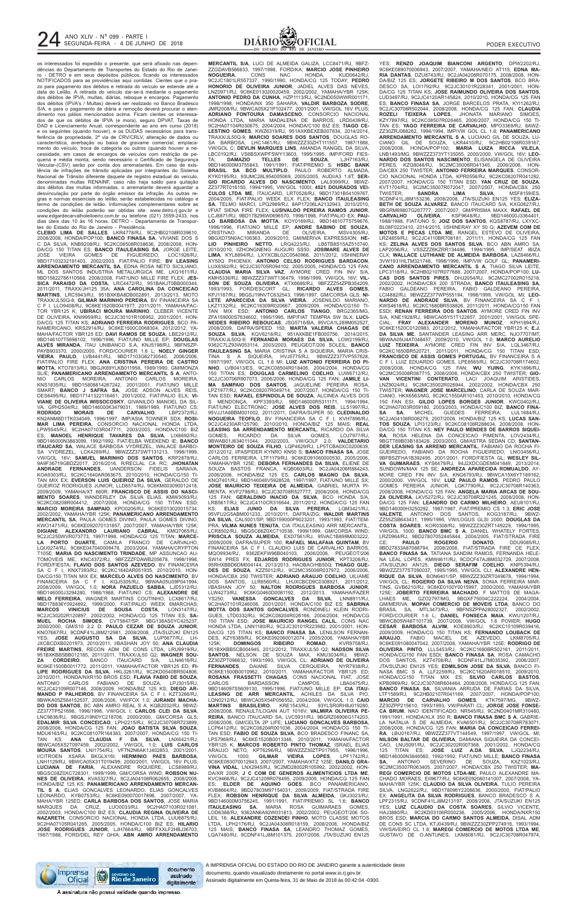os interessados foi expedido o presente, que será afixado nas dependências do Departamento de Transportes do Estado do Rio de Janeiro - DETRO e em seus depósitos públicos, ficando os interessados NOTIFICADOS para as providências aqui contidas. Cientes que o prazo para pagamento dos débitos e retirada do veículo se estende até a data do Leilão. A retirada do veículo dar-se-á mediante o pagamento dos débitos de IPVA, multas, diárias, reboque e encargos. Pagamento dos débitos (IPVA's / Multas) deverá ser realizado no Banco Bradesco S/A, e para o pagamento de diária e remoção deverá procurar o atendimento nos pátios mencionados acima. Ficam cientes os interessados de que os débitos de IPVA (e mora), seguro DPVAT, Taxas de DAD e Licenciamento Anual, correspondente ao ano em curso (2018) e os seguintes (quando houver), e os DUDAS necessários para transferência de propriedade, 2ª via de CRV/CRLV, alteração de dados ou característica, averbação ou baixa de gravame comercial, emplacamento do veículo, troca de categoria ou outros (quando houver a necessidade, em casos de encargos de veículos com restrição de pequena e média monta, sendo necessário o Certificado de Segurança Veicular-(CSV) serão por conta dos arrematantes. Em caso de existência de infrações de trânsito aplicadas por integrantes do Sistema Nacional de Trânsito diferente daquele de registro estadual do veículo, denominadas multas RENAINF, caso não haja saldo para quitação dos débitos das multas informadas, o arrematante deverá aguardar a desvinculação por parte do órgão emissor da infração. As outras regras e normas essenciais ao leilão, serão estabelecidas no catálogo e termo de condições de leilão. Informações complementares sobre as condições do leilão poderão ser obtidas site: www.detro.rj.gov.br e www.edgardecarvalholeiloeiro.com.br ou telefone (021) 3559-2433, nos dias úteis das 10 às 16 horas. DETRO - Departamento de Transportes do Estado do Rio de Janeiro - Presidência.

**CLEBIO LIMA DE SALLES**, LKR4778/RJ, 9C2HB02108R039610, 2008/2008, HONDA/POP100; **BANCO FINASA SA**, VIVIANE DOS S C DA SILVA, KNB9208/RJ, 9C2KC08508R036636, 2008/2008, HONDA/CG 150 TITAN ES; **BANCO ITAULEASING SA**, JORGE LEITE, JOSE VIEIRA GOMES DE FIGUEIREDO, LOC1926/RJ, 9BD17103232191403, 2002/2003, FIAT/PALIO FIRE; **BV LEASING ARRENDAMENTO MERCANTIL SA**, EDNA ROSA NETO SICILIANO, ML DOS SANTOS INDUSTRIA METALURGICA ME, LKO1611/RJ, 9BD15822786110568, 2008/2008, FIAT/UNO MILLE FIRE FLEX; **JESSICA PARAISO DA COSTA**, LRC4472/RJ, 951BAKJT0BB000344, 2011/2011, TRAXX/JH125 35A; **ANA CAROLINA DA CONCEICAO MARTINS**, LRC5943/RJ, 951BXKBA8DB002891, 2013/2013, MOTO TRAXX/JL50Q-8; **GILMAR MARINHO PEREIRA**, BV FINANCEIRA SA C F I, LLO9408/RJ, 9C6KE1520B0041977, 2011/2011, YAMAHA/FACTOR YBR125 K; **UBIRACI MOURA MARINHO**, CLEBER VICENTE DE OLIVEIRA, KNI9959/RJ, 9C2JC3010R106952, 2001/2001, HONDA/CG 125 TITAN KS; **ADRIANO FERREIRA RODRIGUES**, BCO PANAMERICANO, KRS2914/RJ, 9C6KE1500C0082434, 2012/2012, YAMAHA/FACTOR YBR125 ED; **DAVI RAMOS DE SOUZA**, LBE2912/RJ, 9BD146107T5698102, 1996/1996, FIAT/UNO MILLE EP; **DOUGLAS ALVES MIRANDA**, ITAU UNIBANCO S.A, KNJ5198/RJ, 9BFNS2P-PAYB903370, 2000/2000, FORD/COURIER 1.6 L; **NOELY GINGER VIEIRA PAULO**, LKE4441/RJ, 9BD17103262730540, 2006/2006, FIAT/PALIO FIRE FLEX; **ANA CRISTINA PEREIRA DE CASTRO MOTTA**, KTO7813/RJ, 9BGJK69YLKB011958, 1989/1990, GM/MONZA SL/E; **PANAMERICANO ARRENDAMENTO MERCANTIL S A**, ANTONIO CARLOS MOREIRA, ANTONIO CARLOS MOREIRA, KNS1835/RJ, 9BD15808814267242, 2001/2001, FIAT/UNO MILLE SMART; **BANCO J SAFRA SA**, JOSE ADSON ALVES REIS, DES6495/RJ, 9BD17141322116461, 2001/2002, FIAT/PALIO ELX; **VIVIANE DE OLIVEIRA WISSOCOSKY**, GIVANILDO MANOEL DA SILVA, GPH2504/RJ, 9BD146000K3479031, 1989/1989, FIAT/UNO CS; **RODRIGO MORAIS DE CARVALHO**, LBP2372/RJ, KN2ANM8D1TK034049, 1996/1997, IMP/ASIA TOWNER SDX; **ROSIMAR LIMA PEREIRA**, CONSORCIO NACIONAL HONDA LTDA, LPW5545/RJ, 9C2HA07103R047711, 2003/2003, HONDA/C100 BIZ ES; **MANOEL HENRIQUE TAVARES DA SILVA**, LIX6692/RJ, 9BD146000N3883099, 1992/1992, FIAT/ELBA WEEKEND IE; **BANCO ITAUCARD S/A**, WALACE BARBOSA VYDREZEL, WALACE BARBOSA VYDREZEL, LCK4289/RJ, 9BWZZZ373WT131213, 1998/1999, VW/GOL 16V; **SAMUEL MARINHO DOS SANTOS**, KRP2878/RJ, 9A9F36719GBDZ2017, 2016/2016, R/RECALL CA RC; **JHONATAN ANDRADE FERNANDES**, UANDERSON FIDELIS SARAIVA, KOA9303/RJ, 9C2KC1640AR063675, 2010/2010, HONDA/CG150 TITAN MIX EX; **EVERSON LUIS QUEIROZ DA SILVA**, GERALDO DE QUEIROZ RODRIGUES JUNIOR, LLD8574/RJ, 9C6KM003090012418, 2009/2009, YAMAHA/XT 660R; **FRANCISCO DE ASSIS DO NASCIMENTO SOARES**, WANDERLEY DA SILVA ELIAS, KMW3099/RJ, 9C2KC08208R004412, 2007/2008, HONDA/CG 150 TITAN ESD; **MARCIO MOREIRA SAMPAIO**, KPO0206/RJ, 9C6KE0130020015734, 2002/2002, YAMAHA/YBR 125K; **PANAMERICANO ARRENDAMENTO MERCANTIL SA**, PAULA GOMES DIVINO, PAULA GOMES DIVINO, KWO1471/RJ, 9C6KE092070131857, 2007/2007, YAMAHA/YBR 125K; **DIGIANE ALEXANDRO LAURIANO CABRAL**, KMO7065/RJ, 9C2JC250WVR073773, 1997/1998, HONDA/CG 125 TITAN; **MARCELA PORTO DUARTE**, CAMILA FRANCO DE CARVALHO, LOU0274/RJ, 9C6KE047040009478, 2003/2004, YAMAHA/CRYPTON T105E; **MARIA DO NASCIMENTO TRINDADE**, MP ASSUNCAO AUTOMOVEIS ME, KNC4372/RJ, 9BFZZZFDAWB205678, 1998/1998, FORD/FIESTA; **FLAVIO DOS SANTOS AZEVEDO**, BV FINANCEIRA SA C F I, KNX7393/RJ, 9C2KC1640AR051935, 2010/2010, HONDA/CG150 TITAN MIX EX; **MARCELO ALVES DO NASCIMENTO**, BV FINANCEIRA SA C F I, KQJ5305/RJ, 9BWAA05U09P041994, 2008/2009, VW/GOL 1.0; **NORA PAZUELO SABBA**, LJE5312/RJ, 9BD146000J3294280, 1988/1988, FIAT/UNO CS; **ALEXANDRE DE MELO FERREIRA**, WAGNER MARTINS COUTINHO, LCX8617/RJ, 9BD178836Y0924892, 1999/2000, FIAT/PALIO WEEK 6MARCHAS; **MARCOS VINICIUS DE SOUSA COSTA**, LON3147/RJ, 9C2JC30202R120897, 2002/2002, HONDA/CG 125 TITAN ES; **SAMUEL ROCHA SIMOES**, CVT5847/SP, 9BG138AS0YC425237, 2000/2000, GM/S10 2.2 D; **PAULO CEZAR DE SOUZA JUNIOR**, KNO7667/RJ, 9CDNF41LJ8M212981, 2008/2008, JTA/SUZUKI EN125 YES; **JOSE AUGUSTO SA DA SILVA**, LUP5677/RJ, LHJXCBCDXB0201973, 2010/2011, IBASHAN JOY 50; **ANA CLAUDIA FREIRE MARTINS**, RECON ADM DE CONS LTDA, LRU8919/RJ, 951BXKBB5BB012185, 2011/2011, TRAXX/JL50 Q2; **WAGNER SOUZA CORDEIRO**, BANCO ITAUCARD S/A, LLN4616/RJ, 9C6KE1500B0011772, 2011/2011, YAMAHA/FACTOR YBR125 ED; **FILIPE RODRIGUES DA SILVA**, HKL3261/RJ, 9C2HD0540BR504806, 2010/2011, HONDA/NXR150 BROS ESD; **FLAVIA FABIO DE SOUZA**, ANTONIO CARLOS FABIANO DE SOUZA, LPJ3076/RJ, 9C2JC42109R007146, 2008/2009, HONDA/BIZ 125 KS; **DIEGO ARMANDO P PALHEIROS**, BV FINANCEIRA SA C F I, KZT3266/RJ, 9BWHA05Z594152537, 2006/2006, VW/FOX 1.0; **JURANDI MACHADO DOS SANTOS**, BC ABN AMRO REAL S A, KQB2032/RJ, 9BWZZZ377TP521698, 1996/1996, VW/GOL I; **CARLOS CLEI DA SILVA**, LNC9836/RJ, 9BGSJ19WQYC218706, 2000/2000, GM/CORSA GL; **EDALMIR SILVA CONCEICAO**, LPH2215/RJ, 9C2JC30708R723899, 2008/2008, HONDA/CG 125 FAN; **JOAO BATISTA SILVA SOUZA**, MDL6163/RJ, 9C2KC0810TR164383, 2007/2007, HONDA/CG 150 TITAN KS; **ANA CLAUDIA F DA SILVA**, LNX6421/RJ, 9BWCA05X52T097459, 2002/2002, VW/GOL 1.0; **LUIS CARLOS MOURA SANTOS**, LNI1754/RJ, VF7N2N6AK1J402853, 2001/2001, I/CITROEN XSARA BKGLX16I; **HERMINIO PAES BARBOSA**, LNH1129/RJ, 9BWCA05X31T019499, 2000/2001, VW/GOL 16V PLUS; **LUCIANA DE FARIA**, ALEXANDRE RIQUIERE, LCS8898/RJ, 9BGSC08Z0XC728301, 1999/1999, GM/CORSA WIND; **ROBSON NUNES DE OLIVEIRA**, KVA5327/RJ, 9C2JA04108R062655, 2008/2008, HONDA/BIZ 125 KS; **PANAMERICANO ARRENDAMENTO MERCANTIL S A**, ELIAS GONCALVES LEONARDO, ELIAS GONCALVES LEONARDO, KYB0753/RJ, 9C6KE090070017896, 2007/2007, YAMAHA/YBR 125ED; **CARLA BARBOSA DOS SANTOS**, JOSE MARIA MARQUES DA CRUZ, LUO0033/RJ, 9C2HA07103R021081, 2002/2003, HONDA/C100 BIZ ES; **CLAUDIA REGINA OLIVEIRA DE NAZARETH**, CONSORCIO NACIONAL HONDA LTDA, LUL6875/RJ, 9C2HA07105R041265, 2005/2005, HONDA/C100 BIZ ES; **HILARIO JOSE RODRIGUES JUNIOR**, LJH7664/RJ, 9BFFXXLF2HBJ36703, 1987/1988, FORD/DEL REY GHIA; **ABN AMRO ARRENDAMENTO MERCANTIL S/A**, LUCI DE ALMEIDA GALIZA, LCC8471/RJ, 9BFZZZGDAVB566833, 1997/1998, FORD/KA; **MARCIO JOSE PINHEIRO NOGUEIRA**, CONS NAC HONDA, KUD0642/RJ, 9C2JC1801LR557337, 1990/1990, HONDA/CG 125 TODAY; **PEDRO HONORIO DE OLIVEIRA JUNIOR**, JADEL ALVES DAS NEVES, LNZ0971/RJ, 9C6KE013020020458, 2002/2002, YAMAHA/YBR 125K; **ANTONIO PEDRO DA CUNHA**, HZP1113/RJ, 9C2ND050WWR001171, 1998/1998, HONDA/NX 350 SAHARA; **VALDIR BARBOZA SODRE**, JMR2008/RJ, 9BWCA05X21P102477, 2001/2001, VW/GOL 16V PLUS; **ADRIANO FONTOURA DAMASCENO**, CONSORCIO NACIONAL HONDA LTDA, MARIA MADALENA DE BARROS, LRD0439/RJ, 9C2HA07104R030675, 2004/2004, HONDA/C100 BIZ ES; **TIAGO CELESTINO GOMES**, KWZ6319/RJ, 951AXKBEXEB007834, 2014/2014, TRAXX/JL50Q-9; **MARCIO SOARES DOS SANTOS**, DOUGLAS ROSA BARBOSA, LHC1461/RJ, 9BWZZZ30ZHT115557, 1987/1988, VW/GOL C; **DEVLIN MARQUES LINS**, AMANDA RANGEL DA SILVA, LBC0192/RJ, VS6BSXWPFSWY13603, 1995/1995, IMP/FORD FIESTA; **DAMAZIO TELLES DE SOUZA**, LJH7163/RJ, 9BD146000M3755843, 1991/1991, FIAT/PREMIO S; **HSBC BANK BRASIL SA BCO MULTIPLO**, PAULO ROBERTO ALMADA, KYK0195/RJ, 93UMC28L954005069, 2005/2005, AUDI/A3 1.8T; **SERGIO RICARDO ALVES DO NASCIMENTO**, LAL9399/RJ, 9BWZZZ377RT016150, 1994/1995, VW/GOL 1000I; **4521 DOURADOS VEICULOS LTDA ME**, ITAUCARD, LFE7058/RJ, 9BD17301B54109767, 2004/2005, FIAT/PALIO WEEK ELX FLEX; **BANCO ITAULEASING SA**, TELMO MARCI, LPQ2989/RJ, 8AP17206LA2132943, 2010/2010, I/FIAT SIENA FIRE FLEX; **LUSIVALDO PEREIRA RAMOS JUNIOR**, LCJ8871/RJ, 9BD178296W0696570, 1998/1998, FIAT/PALIO EX; **PAULO BARBOSA DA MOTTA**, KOY0169/RJ, 9BD146107T5759676, 1996/1996, FIAT/UNO MILLE EP; **ANDRE SABINO DE SOUZA**, CRISTIVAO MIRANDA DE OLIVEIRA, MSV4305/RJ, 9BGXD75N0AC106363, 2009/2010, GM/MERIVA EXPRESSION; **HELIO PINHEIRO NETTO**, LRO4223/RJ, LHJTBBS15A2510740, 2010/2010, I/ZHONGSHENG AUGURI SS50; **JOSIMARE ALVES DE LIMA**, KYL6894/RJ, LXYXCBL0C0540966, 2011/2012, I/SHINERAY XY50Q PHOENIX; **ANTONIO CELSO RODRIGUES BARDACON**, LUX8382/RJ, 9C2JC30705R094102, 2005/2005, HONDA/CG 125 FAN; **CLAUDIA MARIA SILVA VAZ**, AYMORE CRED FIN INV S/A, KMW5368/RJ, 9BWZZZ377WT136479, 1998/1998, VW/GOL 16V; **WILSON DE SOUZA OLIVEIRA**, KTX6686/RJ, 9BFZZZ54ZPB354209, 1993/1993, FORD/ESCORT GL; **RICARDO ALVES GOMES**, KPJ1187/RJ, 9BGSJ19WTYC632543, 1996/1997, GM/CORSA GLS; **WALETE APARECIDA DA SILVA VIEIRA**, JOSENILDO MARIANO, LKZ1132/RJ, 9C2KC1630RR020667, 2009/2009, HONDA/CG150 TITAN MIX ESD; **ANTONIO CARLOS TINANO**, BRG2365/MG, ZFA159000S7634602, 1995/1995, IMP/FIAT TEMPRA SW SLX; **LUCINEIDES RIBEIRO REBOUCAS**, JSG5716/BA, 95VCA1L28M0052527, 2008/2009, DAFRA/SPEED 150; **MARTA VALERIA CHAGAS DE SOUZA SILVA**, KQV6218/RJ, 951AXKBE1FB000756, 2014/2015, TRAXX/JL50Q-9; **FERNANDA MORAES DA SILVA**, LOW2199/RJ, 93622CTJ29J050314, 2003/2003, PEUGEOT/206 SOLEIL; **BANCO ITAULEASING SA**, MARIA CRISTINA S A SIQUEIRA, MARIA CRISTINA S A SIQUEIRA, HVJ5775/RJ, 9BWZZZ377VP557628, 1997/1997, VW/GOL CL 1.6 MI; **LUIZ ANTONIO FERREIRA DO PINHO**, LVB0413/ES, 9C2KC08504R018406, 2004/2004, HONDA/CG 150 TITAN ES; **DOUGLAS CARMELINO COELHO**, LUW6712/RJ, 9C2JC30708R007073, 2008/2008, HONDA/CG 125 FAN; **JAMILE LIMA SAMPAIO DOS SANTOS**, JAQUELINE PEREIRA ROSA, LPZ1977/RJ, 9C2KC08207R049714, 2007/2007, HONDA/CG 150 TITAN ESD; **RAFAEL ESPINDOLA DE SOUZA**, ALCINEA ALVES DOS S MENDONÇA, KPF3393/RJ, 9BD146000R5311171, 1994/1994, FIAT/UNO ELECTRONIC; **JOSE ALVES DOS REIS**, LUS1997/RJ, 95VJ1A6BBM001002, 2011/2011, DAFRA/SUPER 50; **CLEDINALDO NOGUEIRA TEOFILO**, BV FINANCEIRA SA C F I, KVH7896/RJ, 9C2JC4230AR125790, 2010/2010, HONDA/BIZ 125 MAIS; **REAL LEASING SA ARRENDAMENTO MERCANTIL**, RICARDO DA SILVA GOMES, RICARDO DA SILVA GOMES, LOJ7977/RJ, 9BWAB01J6Y4011044, 2002/2003, VW/GOLF 2.0; **VALDETARIO MONTEIRO DE SOUZA FILHO**, LOP4629/RJ, LP5TCBA9XC0220639, 2012/2012, I/FASPIDER KYNRO KN50 S; **BANCO FINASA SA**, JOSE CARLOS FERREIRA, LTF1779/RJ, 9C6KE0910600050 30, 2005/2006, YAMAHA/YBR 125E; **DEBORA FERNANDES DA SILVA**, ELENE DE SOUZA BASTOS FRANCA, KQB0603/RJ, 9C2JA04206R884243, 2006/2006, HONDA/BIZ 125 ES; **CARLOS MAGNO DA SILVA**, KNO7401/RJ, 9BD146049Y5928528, 1997/1997, FIAT/UNO MILLE SX; **JOSE MAURICIO TEIXEIRA DE ALMEIDA**, GABRIEL MURTA PIMENTA, KVF2798/RJ, 9C2JC30708R527777, 2008/2008, HONDA/CG 125 FAN; **GERALDINO INACIO DA SILVA**, BCO HONDA S/A, LRB5617/RJ, 9C2JC4110CR316644, 2011/2012, HONDA/CG 125 FAN KS; **JULIO CESAR DA SILVA PEREIRA**, LQM3421/RJ, 95VFU2G5ABM001233, 2010/2010, DAFRA/ZIG; **WALDIR MARTINS DA SILVA**, CAL5001/SP, 9BD159000P9023201, 1993/1993, FIAT/TEMPRA; **VILMA NUNES TENUTA**, CIA ITAULEASING ARR MERCANTIL, LCB8502/RJ, 9BGSC68Z0XC710538, 1998/1999, GM/CORSA WIND; **PRISCILA SOUZA ALMEIDA**, EXD7561/RJ, 95VAC1B899M003222, 2009/2009, DAFRA/SUPER 100; **RAFAEL MALAFAIA QUINTAM**, BV FINANCEIRA SA C F I, CLAUDIO LUIS DE CARVALHO BARROS, MQO9934/RJ, 9362EKFW96B040103, 2006/2006, PEUGEOT/206 SW14 PRES FX; **EDUARDO RODRIGUES JUNIOR**, KFT3208/RJ, 95RHXBB8D6DM004144, 2013/2013, HAOBAO/HB50Q; **THIAGO GUEDES DE SOUZA**, KZZ5012/RJ, 9C2MC35006R037972, 2006/2006, HONDA/CBX 250 TWISTER; **ADRIANO ARAUJO COELHO**, UILIAME DOS SANTOS, LLR8860/RJ, LHJXCBCD9C0089521, 2011/2012, I/BASHAN JOY 50; **NALTON RODRIGUES BARBOSA JUNIOR**, LLW4273/RJ, 9C6KG0460D0081192, 2012/2013, YAMAHA/FAZER YS250; **VANESSA GONCALVES DA SILVA**, LNN8911/RJ, 9C2HA07101R246008, 2001/2001, HONDA/C100 BIZ ES; **SABRINA MOTTA DOS SANTOS GONCALVES**, RONDINELI KLEIN RODRIGUES, LTO0332/RJ, 9C2KC08204R026166, 2004/2004, HONDA/CG 150 TITAN ESD; **JOSE MAURICIO RANGEL CALIL**, CONS NAC HONDA LTDA, LNN1180/RJ, 9C2JC3010R223982, 2001/2001, HONDA/CG 125 TITAN KS; **BANCO FINASA SA**, LENILSON FERNANDES, KZY6389/RJ, 9C6KE092060012074, 2005/2006, YAMAHA/YBR 125K; **DOMINGOS RIBEIRO ROMAO**, KVR9758/RJ, 951BXKBB5CB004945, 2012/2012, TRAXX/JL50 Q2; **NADSOM SILVA SANTOS**, NELSON DE SOUZA MAX, KMU3034/RJ, 9BWZZZ302PT096632, 1993/1993, VW/GOL CL; **ADRIANO DE OLIVEIRA FERNANDES**, DAIANE SILVA CERQUEIRA, NYR7338/RJ, 9C6KE1500B0010962, 2010/2011, YAMAHA/FACTOR YBR125 ED; **ROSANA FRASSETTI CHAGAS**, CONS NACIONAL FIAT, JOSE CARLOS BARDASSON CAMPOS, LBA4758/RJ, 9BD146097S5609130, 1995/1996, FIAT/UNO MILLE EP; **CIA ITAULEASING DE ARR MERCANTIL**, ACHILES DA SILVA PIO, LOM0212/RJ, 9BWCA05X54P058552, 2004/2004, VW/GOL 1.0; **CAIO MARTINS BRASILEIRO**, KRE1543/RJ, 93YLSR0RH8J019280, 2008/2008, R/RENAULT/LOGAN AUT 1016V; **VALMIRA OLIVEIRA PEREIRA**, BANCO ITAUCARD SA, LVC5931/RJ, 8BGRD08906G174203, 2006/2006, GM/CELTA 2P LIFE; **LUCIANO GONCALVES BARBOSA**, LCP6412/RJ, 9C2KC08204R001036, 2004/2004, HONDA/CG 150 TITAN ESD; **FABIO DE SOUZA SILVA**, BCO BRADESCO FINANC SA, LPS7969/RJ, 9C6KE1520B0013346, 2010/2011, YAMAHA/FACTOR YBR125 K; **MARCOS ROBERTO PINTO THOMAZ**, ISRAEL ELIAS ARAUJO NETO, KPT6296/RJ, 9BWZZZ30ZTP017955, 1996/1996, VW/GOL 1000; **GILMAR VIEIRA LOPES**, LPF1742/RJ, 9C6KE093070012943, 2007/2007, YAMAHA/XTZ 125E; **DANILO GRAVINA VIDAL**, LKX2945/RJ, 9C2MD2800DR105992, 2002/2002, HONDA/XR 200R; **J C COM DE GENEROS ALIMENTICIOS LTDA ME**, KVC9466/RJ, 9C2JC4120D9R078495, 2009/2009, HONDA/CG 125 FAN ES; **ELDER DE AQUINO GOES**, BCO PANAMERICANO, KVB8664/RJ, 9BD27803M9715403 1, 2009/2009, FIAT/STRADA FIRE FLEX; **ROBSON HENRIQUE DA SILVA ALMEIDA**, GKJ3023/RJ, 9BD146000M3756245, 1991/1991, FIAT/PREMIO SL 1.6; **BANCO ITAULEASING SA**, MARIA ROSA GUIMARAES GOMES, LOD6388/RJ, 9362AN9A2W0031813, 2002/2002, PEUGEOT/206 SOLEIL 16; **ALEXANDRE COZENDEI PINHO**, MOTO CLASSE MOTOS LTDA, LPH2176/RJ, 9C2JA04308R181159, 2008/2008, HONDA/BIZ 125 MAIS; **BANCO FINASA SA**, LEANDRO THOMAZ GOMES, LQA7480/RJ, 9CDNF41LJ8M101375, 2007/2008, JTA/SUZUKI EN125 YES; **RENZO JOAQUIM BIANCONI ARGENTO**, DPW2202/RJ, 9C6KE089070006943, 2007/2007, YAMAHA/NEO AT115; **EDNA MARIA DANTAS**, DZU8743/RJ, 9C2JA04208R070175, 2008/2008, HONDA/BIZ 125 ES; **JORGETE RIBEIRO M DOS SANTOS**, BCO BRADESCO SA, LOI1792/RJ, 9C2JC30101R228341, 2001/2001, HONDA/CG 125 TITAN KS; **JOSE RAIMUNDO OLIVEIRA DOS SANTOS**, LUD3497/RJ, 9C2JC4120AR145824, 2010/2010, HONDA/CG 125 FAN ES; **BANCO FINASA SA**, JORGE BARCELOS PRATA, KYI1262/RJ, 9C2JC30708R502044, 2008/2008, HONDA/CG 125 FAN; **CLAUDIA ROZELI TEIXERA LOPES**, JHONATA MARIANO SIMOES, KZY7897/RJ, 9C2KC08507R026465, 2006/2007, HONDA/CG 150 TITAN ES; **YAGO FERREIRA DE CARVALHO**, MPO3369/RJ, 9AWZZZ30ZRJ068262, 1994/1994, IMP/VW GOL CL 1.8; **PANAMERICANO ARRENDAMENTO MERCANTIL S A**, LUCIANO GIL DE SOUZA, LUCIANO GIL DE SOUZA, LKR4410/RJ, 9C2HB02108R039167, 2008/2008, HONDA/POP100; **MARIA LUIZA RICCA VILELA**, LNB1493/MG, 9BWZZZ373YT135055, 2000/2000, VW/GOL 16V; **LEONARDO DOS SANTOS NASCIMENTO**, ELISANGELA DE OLIVEIRA PERES, KZQ8048/RJ, 9C2MC35006R041345, 2006/2006, HONDA/CBX 250 TWISTER; **ANTONIO FERREIRA MARQUES**, CONSORCIO NACIONAL HONDA LTDA, KPR0556/RJ, 9C2KC08207R041292, 2007/2007, HONDA/CG 150 TITAN ESD; **YAN CRUZ DE SOUZA**, KVT1704/RJ, 9C2MC35007R072047, 2007/2007, HONDA/CBX 250 TWISTER; **SANDRA LIMA SILVA**, MSF8159/ES, 9CDNF41LJ8M153236, 2008/2008, JTA/SUZUKI EN125 YES; **ELIZABETH DE SOUZA ALVAREZ**, BANCO ITAUCARD S/A, KXG0627/RJ, 9BGRM69807G267777, 2007/2007, GM/PRISMA MAXX; **RAFAEL DE CARVALHO OLIVEIRA**, KSF9648/RJ, 9BD146000J3364401, 1988/1988, FIAT/UNO S; **JOIZ DOS SANTOS**, KOS8787/RJ, LXYXCBL08F0223410, 2014/2015, I/SHINERAY XY 50 Q; **AZEVEM COM DE MOTOS E PECAS LTDA ME**, RANGEL ESTEVO DE OLIVEIRA, LRZ4859/RJ, 9C2JC4110BR708181, 2011/11, HONDA/CG 125 FAN KS; **ZELINA ALVES DOS SANTOS SILVA**, BCO ABN AMRO SA, LAP2056/RJ, VSSZZZ6KZRR134486, 1994/1995, IMP/SEAT IBIZA CLX; **WALLACE LUTHIANE DE ALMEIDA BARBOSA**, LAZ8468/RJ, 3VW1931HLTM321748, 1996/1996, IMP/VW GOLF GL; **PANAMERICANO ARRENDAMENTO MERCANTIL S A**, TIAGO SILVA LEITE, LPC3118/RJ, 9C2HB02107R077688, 2007/2007, HONDA/POP100; **LUCAS DOS SANTOS PIRES**, DHJ2054/RJ, 9C2MC2702R015218, 2002/2002, HONDA/CBX 200 STRADA; **BANCO ITAULEASING SA**, FABIO GALDEANO PEREIRA, FABIO GALDEANO PEREIRA, LCI4882/RJ, 9BWZZZ377WP565194, 1998/1999, VW/GOL MI; **LEONARDO DE ANDRADE SILVA**, BV FINANCEIRA SA C F I, KWS4618/RJ, 9C2KC1680BR538826, 2011/2011, HONDA/CG150 FAN ESDI; **RENAN FERREIRA DOS SANTOS**, AYMORE CRED FIN INV S/A, KNE1928/RJ, 9BWCA05Y51T122657, 2001/2001, VW/GOL SPECIAL; **FRAY ALEXANDER MORENO MUNOZ**, KPH1894/RJ, 9C6KE1520C0120983, 2012/2012, YAMAHA/FACTOR YBR125 K; **E.J. DA SILVA ME**, SANTANDER LEASING ARR MERC, NJO7707/MT, 9BWAA05U4AT048457, 2009/2010, VW/GOL 1.0; **MARCO AURELIO LUIZ TEIXEIRA**, AYMORE CRED FIN INV S/A, LQL3467/RJ, 9C2KC1650BR520721, 2011/2011, HONDA/CG 150 TITAN ESD; **FRANCISCO DE ASSIS GOMES PORTUGAL**, BV FINANCEIRA S A C F I, LUIZ EDUARDO GOMES, LPE8585/RJ, 9C2JC30708R174602, 2008/2008, HONDA/CG 125 FAN; **WU YIJING**, KYK1896/RJ, 9C2MC35008R087715, 2008/2008, HONDA/CBX 250 TWISTER; **GIOVAN VICENTINI CONTERATO**, LACI JOAQUIM ARISTIDES, LNZ9024/RJ, 9C2MC35002R026944, 2002/2002, HONDA/CBX 250 TWISTER; **WAGNER JOSE MARCELINO**, CARLA DE SOUZA MARCIANO, HKX6563/MG, 9C2KC1650AR101453, 2010/2010, HONDA/CG 150 FAN ESI; **GILDO LOPES BORGES JUNIOR**, KWC0402/RJ, 9C2HA07003R059180, 2003/2003, HONDA/C100 BIZ; **BANCO FINASA SA**, MICHEL GUEDES FERREIRA, LOL1684/RJ, 9C2JA04108R006279, 2007/2008, HONDA/BIZ 125 KS; **LUCAS SANTOS SOUZA**, LPI3123/RJ, 9C2KC08108R288634, 2008/2008, HONDA/CG 150 TITAN KS; **NEY PAULO MENDES DE BARROS SIQUEIRA**, ROSA HELENA DA CONCEICAO PIMENTA, LOV2434/RJ, 9BGTT69B03B183428, 2003/2003, GM/ASTRA SEDAN CD; **SANTANDER LEASING SA ARREND MERCANTIL**, FABIANO DA ROCHA FIGUEIREDO, FABIANO DA ROCHA FIGUEIREDO, LNO3456/RJ, 9BFBSZFHA1B392495, 2001/2001, FORD/FIESTA GL; **WESLEY SILVA GUIMARAES**, KYS6479/RJ, 94J2XDCG8EM041849, 2013/2014, SUNDOWN/MAX 125 SE; **ANDREZA APARECIDA ROMUALDO**, AYMORE CRED FIN INV SA, KNG6793/RJ, 9BWCA15X6YT184162, 2000/2000, VW/GOL 16V; **LUIZ PAULO RAMOS**, PEDRO PAULO GOMES PEREIRA JUNIOR, LQK7790/RJ, 9C2JC30708R140363, 2008/2008, HONDA/CG 125 FAN; **ANGELA MARIA ARCAS DE SOUZA OLIVEIRA**, LKV5272/RJ, 9C2JC30708R221245, 2008/2008, HONDA/CG 125 FAN; **LEANDRO DO CARMO MILHEIRO**, AEU8101/RJ, 9BD146000H3250292, 1987/1987, FIAT/PREMIO CS 1.3; **ERIC JOSE VALENTE**, ANTONIO DOS SANTOS, KOG3187/RJ, 9BWZZZ55ZSB643431, 1995/1995, VW/LOGUS GLSI 2000; **DOUGLAS DA COSTA SOARES**, KOR0306/RJ, 9BWZZZ30ZRT149229, 1994/1995, VW/GOL 1000; **BANCO BMC S A**, DANIEL WHATELY FORTES, LRZ0964/RJ, 9BD27807052445844, 2004/2005, FIAT/STRADA FIRE CE; **PAULO ROGERIO DONATO**, DDU9085/RJ, 9BD27833A87088794, 2008/2008, FIAT/STRADA FIRE CE FLEX; **BANCO FINASA SA**, TATIANA SANDIM RAMOS, FERNANDA HELENA LEAL LOPES, KMW4611/RJ, 9CDF47AJ8M032729, 2007/2008, JTA/SUZUKI AN125; **DIEGO SERAFIM COELHO**, KNP5394/RJ, 9BWZZZ377ST090037, 1995/1995, VW/GOL CLI; **ALEXANDRE HENRIQUE DA SILVA**, BON6401/SP, 9BWZZZ30ZRT049678, 1994/1994, VW/GOL M; **ROGERIO DA SILVA NEIVA**, SONIA FERREIRA MARTINS, GVB6210/RJ, 9C6KE0100Y0015997, 2000/2000, YAMAHA/YBR 125E; **JOBERTO FERREIRA MACHADO**, F MATTOS DE MAGALHAES ME, GZO2797/MG, 9BGXF75004C222224, 2004/2004, GM/MERIVA; **MOPAH COMERCIO DE MOVEIS LTDA**, BANCO DO BRASIL SA, MTL3473/RJ, 9BFNSZPPA2B002327, 2002/2002, FORD/COURIER 1.6 L; **DANIEL FONSECA MAIA**, KWU1207/RJ, 9BWCB05W48T101739, 2007/2008, VW/GOL 1.6 POWER; **HUGO CESAR BARBOSA ALVIM**, KOE8903/RJ, 9C2KC1610R039416, 2009/2009, HONDA/CG 150 TITAN KS; **FERNANDO LOUBACK DE ARAUJO**, FABIO MACIEL DE AZEVEDO, LKM8705/RJ, 9C6KE091080047042, 2007/2008, YAMAHA/YBR 125E; **RODRIGO DE OLIVEIRA PINTO**, LLL6453/RJ, 9C2KC1680BR502161, 2011/2011, HONDA/CG150 FAN ESDI; **BANCO FINASA SA**, ROSA CAMACHO DOS SANTOS, KZT4708/RJ, 9CDNF41J7M035392, 2006/2007, JTA/SUZUKI EN125 YES; **EDMILSON JOSE DA SILVA**, BANCO FINASA BMC S A, LLF2259/RJ, 9C2KC1620AR018510, 2009/2010, HONDA/CG150 TITAN MIX ES; **SILVIO CARLOS BASTOS**, KPB0969/RJ, 9C2JC30708R604464, 2008/2008, HONDA/CG 125 FAN; **BANCO FINASA SA**, SILVANA ARRUDA DE FARIAS DA SILVA, LTF1589/RJ, 9C2HB02107R041169, 2007/2007, HONDA/POP100; **MARCIO DE CARVALHO GOMES**, KTK7597/MG, 9BWZZZ30ZPP215610, 1993/1993, VW/PARATI CL; **JORGE JOSE FONSECA BRUM**, NAO IDENTIFICADO, NRS457/RJ, 9C2ND0401MR310480, 1991/1991, HONDA/XLX 350 R; **BANCO FINASA BMC S A**, GABRIELA NATALIA S DE ALMEIDA, KVA6501/RJ, 9C2JC30708R783071, 2008/2008, HONDA/CG 125 FAN; **MARIA DA CONCEICAO FERREIRA**, LBU0167/RJ, 9BWZZZ377VT144549, 1997/1997, VW/GOL MI; **NILSON BALTAR DE OLIVEIRA**, DAMIANA SIQUEIRA DA CONCEICAO, LNU5091/RJ, 9C2JC30202R007368, 2001/2002, HONDA/CG 125 TITAN ES; **JOSE LUIZ A.DA SILVA**, LJQ2234/RJ, 9BD146000N3846560, 1992/1992, FIAT/UNO MILLE; **BANCO FINASA SA**, ANTONIO SEVERINO DE SOUZA, KXZ1023/RJ, 9C2MC35007R063405, 2007/2007, HONDA/CBX 250 TWISTER; **MAREGI COMERCIO DE MOTOS LTDA-ME**, PAULO ALEXANDRE MACHADO MORAES, EII9677/RJ, 9C6KE092080141007, 2007/2008, YAMAHA/YBR 125K; **CLAUDIO DA SILVA OLIVEIRA**, TULIO PEREIRA SILVA, LNG2622/RJ, 9BD178096Y2208836, 2000/2000, FIAT/PALIO EX; **ANGELITA DA SILVA RODRIGUES**, BANCO BRADESCO S A, LPF2315/RJ, 9CDNF41LJ8M213197, 2008/2008, JTA/SUZUKI EN125 YES; **LUIZ CLAUDIO DA COSTA SOARES**, SILVIO VICENTE, HAJ3860/RJ, 9C2KD0310ER000236, 2005/2006, HONDA/NXR150 BROS ESD; **MARCIA DO CARMO SANTOS ALMEIDA**, DISAL ADM DE CONS SC LTDA, KTJ0439/RJ, 9BWZZZ30ZPP274916, 1993/1994, VW/SAVEIRO CL 1.8; **MAREGI COMERCIO DE MOTOS LTDA ME**, GUSTAVO DE O.ANTUNES, LKM8081/RJ, 9C2JC30708R047974,

A IMPRENSA OFICIAL DO ESTADO DO RIO DE JANEIRO garante a autenticidade deste documento, quando visualizado diretamente no portal www.io.rj.gov.br. Assinado digitalmente em Quinta-feira, 31 de Maio de 2018 às 00:42:04 -0300.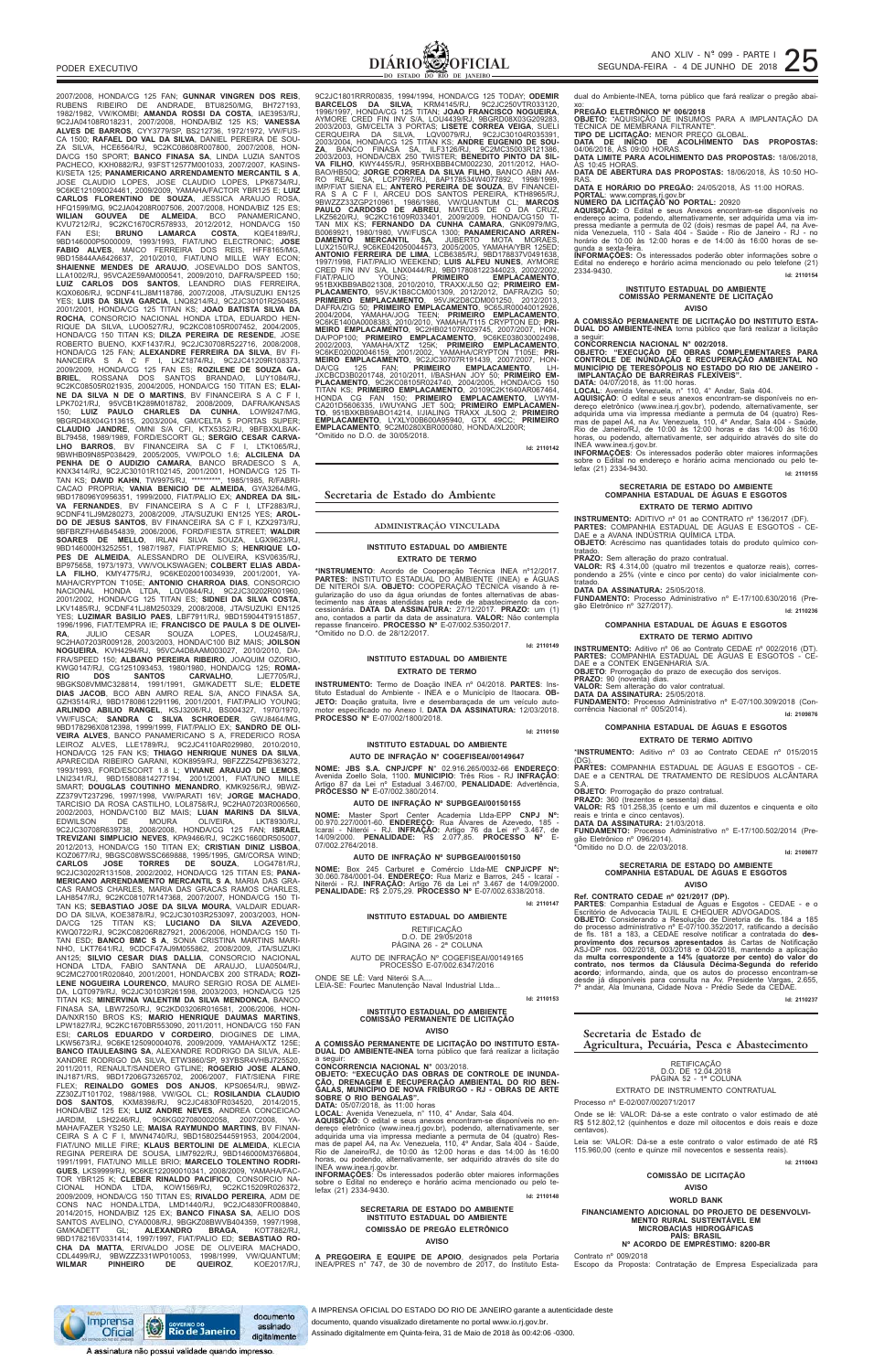2007/2008, HONDA/CG 125 FAN; **GUNNAR VINGREN DOS REIS**, RUBENS RIBEIRO DE ANDRADE, BTU8250/MG, BHT27193, 1982/1982, VW/KOMBI; **AMANDA ROSSI DA COSTA**, IAE3953/RJ, 9C2JA04108R018231, 2007/2008, HONDA/BIZ 125 KS; **VANESSA ALVES DE BARROS**, CYY3779/SP, BS212736, 1972/1972, VW/FUSCA 1500; **RAFAEL DO VAL DA SILVA**, DANIEL PEREIRA DE SOUZA SILVA, HCE6564/RJ, 9C2KC08608R007800, 2007/2008, HONDA/CG 150 SPORT; **BANCO FINASA SA**, LINDA LUZIA SANTOS PACHECO, KXH0882/RJ, 93FST12577M001033, 2007/2007, KASINSKI/SETA 125; **PANAMERICANO ARRENDAMENTO MERCANTIL S A**, JOSE CLAUDIO LOPES, JOSE CLAUDIO LOPES, LPK6734/RJ, 9C2KE12109R024461, 2008/2009, YAMAHA/FACTOR YBR125 E; **LUIZ CARLOS FLORENTINO DE SOUZA**, JESSICA ARAUJO ROSA, HFQ1599/MG, 9C2JA04208R007506, 2007/2008, HONDA/BIZ 125 ES; **WILIAN GOUVEA DE ALMEIDA**, BCO PANAMERICANO, KVU7212/RJ, 9C2KC1670CR578933, 2012/2012, HONDA/CG 150 FAN ESI; **BRUNO LAMARCA COSTA**, KOE4189/RJ, 9BD146000P5000009, 1993/1993, FIAT/UNO ELECTRONIC; **JOSE FABIO ALVES**, MAICO FERREIRA DOS REIS, HFF8165/MG, 9BD15844AA6426637, 2010/2010, FIAT/UNO MILLE WAY ECON; **SHAIENNE MENDES DE ARAUJO**, JOSEVALDO DOS SANTOS, LLA1002/RJ, 95VCA2E59AM000541, 2009/2010, DAFRA/SPEED 150; **LUIZ CARLOS DOS SANTOS**, LEANDRO DIAS FERREIRA, KOX0606/RJ, 9CDNF41LJ8M118786, 2007/2008, JTA/SUZUKI EN125 YES; **LUIS DA SILVA GARCIA**, LNQ8214/RJ, 9C2JC3010R250485, 2001/2001, HONDA/CG 125 TITAN KS; **JOAO BATISTA SILVA DA ROCHA**, CONSORCIO NACIONAL HONDA LTDA, EDUARDO HENRIQUE DA SILVA, LUO0527/RJ, 9C2KC08105R007452, 2004/2005, HONDA/CG 150 TITAN KS; **DILZA PEREIRA DE RESENDE**, JOSE ROBERTO BUENO, KXF1437/RJ, 9C2JC30708R522716, 2008/2008, HONDA/CG 125 FAN; **ALEXANDRE FERREIRA DA SILVA**, BV FINANCEIRA S A C F I, LKZ1874/RJ, 9C2JC41209R108373, 2009/2009, HONDA/CG 125 FAN ES; **ROZILENE DE SOUZA GABRIEL**, ROSSANA DOS SANTOS BRANDAO, LUY1084/RJ, 9C2KC08505R021935, 2004/2005, HONDA/CG 150 TITAN ES; **ELAINE DA SILVA N DE O MARTINS**, BV FINANCEIRA S A C F I, LPK7021/RJ, 95VCB1K289M018782, 2008/2009, DAFRA/KANSAS 150; **LUIZ PAULO CHARLES DA CUNHA**, LOW9247/MG, 9BG5D48X04G111815, 2003/2004, GM/CELTA 5 PORTAS SUPER; **CLAUDIO JANDRE**, OMNI S/A CFI, KTX5352/RJ, 9BFBXXLBAKBL79458, 1989/1989, FORD/ESCORT GL; **SERGIO CESAR CARVALHO BARROS**, BV FINANCEIRA S A C F I, LTK1065/RJ, 9BWHB09N85P038429, 2005/2005, VW/POLO 1.6; **ALCILENA DA PENHA DE O AUDIZIO CAMARA**, BANCO BRADESCO S A, KNX3414/RJ, 9C2JC30101R102145, 2001/2001, HONDA/CG 125 TITAN KS; **DAVID KAHN**, TW9975/RJ, \*\*\*\*\*\*\*\*\*\*, 1985/1985, R/FABRICACAO PROPRIA; **VANIA BENICIO DE ALMEIDA**, GYA3264/MG, 9BD178096Y0956351, 1999/2000, FIAT/PALIO EX; **ANDREIA DA SILVA FERNANDES**, BV FINANCEIRA S A C F I, LTF2883/RJ, 9CDNF41LJ9M280273, 2008/2009, JTA/SUZUKI EN125 YES; **AROLDO DE JESUS SANTOS**, BV FINANCEIRA S A C F I, KZX2973/RJ, 9BFBRZFHA6B454839, 2006/2006, FORD/FIESTA STREET; **WALDIR SOARES DE MELLO**, IRLAN SILVA SOUZA, LGX9623/RJ, 9BD146000H3252551, 1987/1987, FIAT/PREMIO S; **HENRIQUE LOPES DE ALMEIDA**, ALESSANDRO DE OLIVEIRA, KSV0635/RJ, BP975658, 1973/1973, VW/VOLKSWAGEN; **COLBERT ELIAS ABDALA FILHO**, KMY4775/RJ, 9C6KE020010034939, 2001/2001, YAMAHA/CRYPTON T105E; **ANTONIO CHARROA DIAS**, CONSORCIO NACIONAL HONDA LTDA, LQV0844/RJ, 9C2JC30201R001960, 2001/2002, HONDA/CG 125 TITAN ES; **SIDNEI DA SILVA COSTA**, LKV1485/RJ, 9CDNF41LJ8M250329, 2008/2008, JTA/SUZUKI EN125 YES; **LUZIMAR BASILIO PAES**, LBF7911/RJ, 9BD159044T9151857, 1996/1996, FIAT/TEMPRA IE; **FRANCISCO DE PAULA S DE OLIVEIRA**, JULIO CESAR SOUZA LOPES, LOU2458/RJ, 9C2HA07203R009128, 2003/2003, HONDA/C100 BIZ MAIS; **JOILSON NOGUEIRA**, KVH4294/RJ, 95VCA4D8AAM003027, 2010/2010, DAFRA/SPEED 150; **ALBANO PEREIRA RIBEIRO**, JOAQUIM OZORIO, KWG0147/RJ, CG1251093453, 1980/1980, HONDA/CG 125; **ROMARIO DOS SANTOS CARVALHO**, LJE7705/RJ, 9BGKS08VMMC328814, 1991/1991, GM/KADETT SL/E; **ELDETE DIAS JACOB**, BCO ABN AMRO REAL S/A, ENIO FRANSA SA, GZH3514/RJ, 9BD178086T2291196, 2001/2001, FIAT/UNO MILLE SMART; **DOUGLAS COUTINHO MENANDRO**, KMK9256/RJ, 9BWZZZ379VT237296, 1997/1998, VW/PARATI 16V; **JORGE MACHADO**, TARCISIO DA ROSA CASTILHO, LOL8758/RJ, 9C2HA07203R006560, 2002/2003, HONDA/C100 BIZ MAIS; **LUAN MARINS DA SILVA**, EDWILSON DE MOURA OLIVEIRA, LKT8930/RJ, 9C2JC30708R639738, 2008/2008, HONDA/CG 125 FAN; **ISRAEL TREVIZANI SIMPLICIO NEVES**, KPA9466/RJ, 9C2KC1660DR505007, 2012/2013, HONDA/CG 150 TITAN EX; **CRISTIAN DINIZ LISBOA**, KOZ0677/RJ, 9BGSC08WSSC669888, 1995/1995, GM/CORSA WIND; **CARLOS JOSE TORRES DE SOUZA**, LOG4781/RJ, 9C2JC30202R131508, 2002/2002, HONDA/CG 125 TITAN ES; **PANAMERICANO ARRENDAMENTO MERCANTIL S A**, MARIA DAS GRACAS RAMOS CHARLES, MARIA DAS GRACAS RAMOS CHARLES, LAH8547/RJ, 9C2KC08107R147368, 2007/2007, HONDA/CG 150 TITAN KS; **SEBASTIAO JOSE DA SILVA MOURA**, VALDAIR EDUARDO DA SILVA, KOE3878/RJ, 9C2JC30103R253097, 2003/2003, HONDA/CG 125 TITAN KS; **LUCIANO DA SILVA AZEVEDO**, KWQ0722/RJ, 9C2KC08206R827921, 2006/2006, HONDA/CG 150 TITAN ESD; **BANCO BMC S A**, SONIA CRISTINA MARTINS MARINHO, LKT7641/RJ, 9CDCF47AJ9M055862, 2008/2009, JTA/SUZUKI AN125; **SILVIO CESAR DIAS DALLIA**, CONSORCIO NACIONAL HONDA LTDA, FABIO SANTANA DE ARAUJO, LUA0504/RJ, 9C2MC27001R020840, 2001/2001, HONDA/CBX 200 STRADA; **ROZILENE NOGUEIRA LOURENCO**, MAURO SERGIO ROSA DE ALMEIDA, LQT0979/RJ, 9C2JC30103R261598, 2003/2003, HONDA/CG 125 TITAN KS; **MINERVINA VALENTIM DA SILVA MENDONCA**, BANCO FINASA SA, LBW7250/RJ, 9C2KD03206R016581, 2006/2006, HONDA/NXR150 BROS KS; **MARIO HENRIQUE DAUMAS MARTINS**, LPW1827/RJ, 9C2KC1670BR553090, 2011/2011, HONDA/CG 150 FAN ESI; **CARLOS EDUARDO V CORDEIRO**, DIOGINES DE LIMA, LKW5673/RJ, 9C6KE125090004076, 2009/2009, YAMAHA/XTZ 125E; **BANCO ITAULEASING SA**, ALEXANDRE RODRIGO DA SILVA, ALEXANDRE RODRIGO DA SILVA, ETW3860/SP, 93YBSR4VHBJ771109, 2011/2011, RENAULT/SANDERO GTLINE; **ROGERIO JOSE ALANO**, INJ1871/RS, 9BD17206G73265702, 2006/2007, FIAT/SIENA FIRE FLEX; **REINALDO GOMES DOS ANJOS**, KPS0654/RJ, 9BWZZZ30ZJT101702, 1988/1988, VW/GOL CL; **ROSILANDIA CLAUDIO DOS SANTOS**, KXM8398/RJ, 9C2JC4830FR034520, 2014/2015, HONDA/BIZ 125 EX; **LUIZ ANDRE NEVES**, ANDREA CONCEICAO JARDIM, LSH2246/RJ, 9C6KG027080002058, 2007/2008, YAMAHA/FAZER YS250 LE; **MAISA RAYMUNDO MARTINS**, BV FINANCEIRA S A C F I, MWN4740/RJ, 9BD15802544591953, 2004/2004, FIAT/UNO MILLE FIRE; **KLAUS BERTOLINI DE ALMEIDA**, KLECIA REGINA PEREIRA DE SOUSA, LIM7922/RJ, 9BD146000M3766804, 1991/1991, FIAT/UNO MILLE BRIO; **MARCELO TOLENTINO RODRIGUES**, LKS9999/RJ, 9C6KE122090010341, 2008/2009, YAMAHA/FACTOR YBR125 K; **CLEBER RINALDO PACIFICO**, CONSORCIO NACIONAL HONDA LTDA, KOW1569/RJ, 9C2KC15209R026372, 2009/2009, HONDA/CG 150 TITAN MIX; **RIVALDO PEREIRA**, ADM DE CONS NAC HONDA LTDA, LMD1440/RJ, 9C2JC4830FR008840, 2014/2015, HONDA/BIZ 125 EX; **BANCO FINASA SA**, AELIO DOS SANTOS AVELINO, CYA0008/RJ, 9BGKZ08BWVB404359, 1997/1998, GM/KADETT GL; **ALEXANDRO BRAGA**, KOT7882/RJ, 9BD178216V0331414, 1997/1997, FIAT/PALIO ED; **SEBASTIAO ROCHA DA MATTA**, ERIVALDO JOSE DE OLIVEIRA MACHADO, CDL4499/RJ, 9BWZZZ331WP010053, 1998/1999, VW/QUANTUM; **WILMAR PINHEIRO DE QUEIROZ**, KOE2017/RJ, 9C2JC1801RRR00835, 1994/1994, HONDA/CG 125 TODAY; **ODEMIR BARCELOS DA SILVA**, KRM4145/RJ, 9C2JC250VTR033120, 1996/1997, HONDA/CG 125 TITAN; **JOAO FRANCISCO NOGUEIRA**, AYMORE CRED FIN INV S/A, LOU4439/RJ, 9BGRD08X03G209283, 2003/2003, GM/CELTA 3 PORTAS; **LISETE CORREA VEIGA**, SUELI CERQUEIRA DA SILVA, LQV0079/RJ, 9C2JC30104R035391, 2003/2004, HONDA/CG 125 TITAN KS; **ANDRE EUGENIO DE SOUZA**, BANCO FINASA SA, ILF3126/RJ, 9C2MC35003R121386, 2003/2003, HONDA/CBX 250 TWISTER; **BENEDITO PINTO DA SILVA FILHO**, KWY4455/RJ, 95RHXBBB4CM002230, 2011/2012, HAOBAO/HB50Q; **JORGE CORREA DA SILVA FILHO**, BANCO ABN AMRO REAL SA, LCP7997/RJ, 8AP178534W4077892, 1998/1999, IMP/FIAT SIENA EL; **ANTERO PEREIRA DE SOUZA**, BV FINANCEIRA S A C F I, ARCEU DOS SANTOS PEREIRA, KTH8965/RJ, 9BWZZZ33ZGP210961, 1986/1986, VW/QUANTUM CL; **MARCOS PAULO CARDOSO DE ABREU**, MATEUS DE O DA CRUZ, LKZ3620/RJ, 9C2KC1610BR033401, 2009/2009, HONDA/CG150 TITAN MIX KS; **FERNANDO DA CUNHA CAMARA**, GNK0979/MG, B0069921, 1980/1980, VW/FUSCA 1300; **PANAMERICANO ARRENDAMENTO MERCANTIL SA**, JUBERTO MOTA MORAES, LUX2150/RJ, 9C6KE042050044573, 2005/2005, YAMAHA/YBR 125ED; **ANTONIO FERREIRA DE LIMA**, LCB6385/RJ, 9BD178837V0491638, 1997/1998, FIAT/PALIO WEEKEND; **LUIS ALFEU NUNES**, AYMORE CRED FIN INV S/A, LNX0444/RJ, 9BD17808122344023, 2002/2002, FIAT/PALIO YOUNG; **PRIMEIRO EMPLACAMENTO**, 951BXKBB9AB021308, 2010/2010, TRAXX/JL50 Q2; **PRIMEIRO EMPLACAMENTO**, 95VJK1B8CCM001309, 2012/2012, DAFRA/ZIG 50; **PRIMEIRO EMPLACAMENTO**, 95VJK2D8CDM001250, 2012/2013, DAFRA/ZIG 50; **PRIMEIRO EMPLACAMENTO**, 9C6SJR0004001292, 2004/2004, YAMAHA/JOG TEEN; **PRIMEIRO EMPLACAMENTO**, 9C6KE1400A0008383, 2010/2010, YAMAHA/T115 CRYPTON ED; **PRIMEIRO EMPLACAMENTO**, 9C2HB02107R029745, 2007/2007, HONDA/POP100; **PRIMEIRO EMPLACAMENTO**, 9C6KE038030002498, 2002/2003, YAMAHA/XTZ 125K; **PRIMEIRO EMPLACAMENTO**, 9C6KE020020046159, 2001/2002, YAMAHA/CRYPTON T105E; **PRIMEIRO EMPLACAMENTO**, 9C2JC30707R191439, 2007/2007, HONDA/CG 125 FAN; **PRIMEIRO EMPLACAMENTO**, LJXCBCDB6201748, 2010/2011, I/BASHAN JOY 50; **PRIMEIRO EMPLACAMENTO**, 9C2KC08105R024740, 2004/2005, HONDA/CG 150 TITAN KS; **PRIMEIRO EMPLACAMENTO**, 20109C2K1640AR067464, HONDA CG FAN 150; **PRIMEIRO EMPLACAMENTO**, LWYMCA201D5606335, I/WUYANG JET 50C; **PRIMEIRO EMPLACAMENTO**, 951BXKBB8AB014214, I/JIALING TRAXX JL50Q 2; **PRIMEIRO EMPLACAMENTO**, LYXLY008600A95940, GTX 49CC; **PRIMEIRO EMPLACAMENTO**, 9C2M0280XBR000080, HONDA/XL200R;

\*Omitido no D.O. de 30/05/2018.

Id: 2110142

## Secretaria de Estado do Ambiente

### ADMINISTRAÇÃO VINCULADA

#### INSTITUTO ESTADUAL DO AMBIENTE

#### EXTRATO DE TERMO

**\*INSTRUMENTO**: Acordo de Cooperação Técnica INEA nº12/2017. **PARTES**: INSTITUTO ESTADUAL DO AMBIENTE (INEA) e ÁGUAS DE NITERÓI S/A. **OBJETO:** COOPERAÇÃO TÉCNICA visando a regularização do uso da água oriundas de fontes alternativas de abastecimento nas áreas atendidas pela rede de abastecimento da concessionária. **DATA DE ASSINATURA**: 27/12/2017. **PRAZO**: um (1) ano, contados a partir da data de assinatura. **VALOR:** Não contempla repasse financeiro. **PROCESSO Nº** E-07/002.5350/2017.
\*Omitido no D.O. de 28/12/2017.

Id: 2110149

#### INSTITUTO ESTADUAL DO AMBIENTE

#### EXTRATO DE TERMO

**INSTRUMENTO:** Termo de Doação INEA nº 04/2018. **PARTES**: Instituto Estadual do Ambiente - INEA e o Município de Itaocara. **OBJETO:** Doação gratuita, livre e desembaraçada de um veículo automotor especificado no Anexo I. **DATA DA ASSINATURA**: 12/03/2018. **PROCESSO Nº** E-07/002/1800/2018.

Id: 2110150

#### INSTITUTO ESTADUAL DO AMBIENTE

#### AUTO DE INFRAÇÃO Nº COGEFISEAI/00149647

**NOME: JBS S.A. CNPJ/CPF Nº**: 02.916.265/0032-66. **ENDEREÇO**: Avenida Zoello Sola, 1100. **MUNICÍPIO**: Três Rios - RJ. **INFRAÇÃO**: Artigo 87 da Lei nº Estadual 3.467/00. **PENALIDADE**: Advertência. **PROCESSO Nº** E-07/002.380/2014.

**AUTO DE INFRAÇÃO Nº SUPBGEAI/00150155**

**NOME:** Master Sport Center Academia Ltda-EPP **CNPJ Nº**: 00.970.227/001-60. **ENDEREÇO:** Rua Alvares de Azevedo, 185 - Icaraí - Niterói - RJ. **INFRAÇÃO:** Artigo 76 da Lei nº 3.467, de 14/09/2000. **PENALIDADE:** R$ 2.077,85. **PROCESSO Nº** E-07/002.2764/2018.

**AUTO DE INFRAÇÃO Nº SUPBGEAI/00150150**

**NOME:** Box 245 Carburet e Comércio Ltda-ME **CNPJ/CPF Nº**: 30.060.784/0001-04. **ENDEREÇO:** Rua Mariz e Barros, 245 - Icaraí - Niterói - RJ. **INFRAÇÃO:** Artigo 76 da Lei nº 3.467 de 14/09/2000. **PENALIDADE:** R$ 2.075,29. **PROCESSO Nº** E-07/002.6338/2018.

Id: 2110147

#### INSTITUTO ESTADUAL DO AMBIENTE

RETIFICAÇÃO
D.O. DE 29/05/2018
PÁGINA 26 - 2ª COLUNA

AUTO DE INFRAÇÃO Nº COGEFISEAI/00149165
PROCESSO E-07/002.6347/2016

ONDE SE LÊ: Vard Niterói S.A....
LEIA-SE: Fourtec Manutenção Naval Industrial Ltda...

Id: 2110153

#### INSTITUTO ESTADUAL DO AMBIENTE
#### COMISSÃO PERMANENTE DE LICITAÇÃO

#### AVISO

**A COMISSÃO PERMANENTE DE LICITAÇÃO DO INSTITUTO ESTADUAL DO AMBIENTE-INEA** torna público que fará realizar a licitação a seguir:

**CONCORRÊNCIA NACIONAL Nº** 003/2018.
**OBJETO: "EXECUÇÃO DAS OBRAS DE CONTROLE DE INUNDAÇÃO, DRENAGEM E RECUPERAÇÃO AMBIENTAL DO RIO BENGALAS, MUNICÍPIO DE NOVA FRIBURGO - RJ - OBRAS DE ARTE SOBRE O RIO BENGALAS".**
**DATA:** 05/07/2018, às 11:00 horas
**LOCAL**: Avenida Venezuela, nº 110, 4º Andar, Sala 404.
**AQUISIÇÃO:** O edital e seus anexos encontram-se disponíveis no endereço eletrônico (www.inea.rj.gov.br), podendo, alternativamente, ser adquirida uma via impressa mediante a permuta de 04 (quatro) Resmas de papel A4, na Av. Venezuela, 110, 4º Andar, Sala 404 - Saúde, Rio de Janeiro/RJ, de 10:00 às 12:00 horas e das 14:00 às 16:00 horas, ou podendo, alternativamente, ser adquirido através do site do INEA www.inea.rj.gov.br.
**INFORMAÇÕES:** Os interessados poderão obter maiores informações sobre o Edital no endereço e horário acima mencionado ou pelo telefax (21) 2334-9430.

Id: 2110148

#### SECRETARIA DE ESTADO DO AMBIENTE
#### INSTITUTO ESTADUAL DO AMBIENTE
#### COMISSÃO DE PREGÃO ELETRÔNICO

#### AVISO

**A PREGOEIRA E EQUIPE DE APOIO**, designados pela Portaria INEA/PRES nº 747, de 30 de novembro de 2017, do Instituto Estadual do Ambiente-INEA, torna público que fará realizar o pregão abaixo:

**PREGÃO ELETRÔNICO Nº 006/2018**
**OBJETO:** "AQUISIÇÃO DE INSUMOS PARA A IMPLANTAÇÃO DA TÉCNICA DE MEMBRANA FILTRANTE".
**TIPO DE LICITAÇÃO:** MENOR PREÇO GLOBAL.
**DATA DE INÍCIO DE ACOLHIMENTO DAS PROPOSTAS:** 04/06/2018, ÀS 09:00 HORAS.
**DATA LIMITE PARA ACOLHIMENTO DAS PROPOSTAS:** 18/06/2018, ÀS 10:45 HORAS.
**DATA DE ABERTURA DAS PROPOSTAS:** 18/06/2018, ÀS 10:50 HORAS.
**DATA E HORÁRIO DO PREGÃO:** 24/05/2018, ÀS 11:00 HORAS.
**PORTAL**: www.compras.rj.gov.br
**NÚMERO DA LICITAÇÃO NO PORTAL:** 20920
**AQUISIÇÃO:** O Edital e seus Anexos encontram-se disponíveis no endereço acima, podendo, alternativamente, ser adquirida uma via impressa mediante a permuta de 02 (dois) resmas de papel A4, na Avenida Venezuela, 110 - Sala 404 - Saúde - Rio de Janeiro - RJ - no horário de 10:00 às 12:00 horas e de 14:00 às 16:00 horas de segunda a sexta-feira.
**INFORMAÇÕES:** Os interessados poderão obter informações sobre o Edital no endereço e horário acima mencionado ou pelo telefone (21) 2334-9430.

Id: 2110154

#### INSTITUTO ESTADUAL DO AMBIENTE
#### COMISSÃO PERMANENTE DE LICITAÇÃO

#### AVISO

**A COMISSÃO PERMANENTE DE LICITAÇÃO DO INSTITUTO ESTADUAL DO AMBIENTE-INEA** torna público que fará realizar a licitação a seguir:

**CONCORRÊNCIA NACIONAL Nº 002/2018.**
**OBJETO: "EXECUÇÃO DE OBRAS COMPLEMENTARES PARA CONTROLE DE INUNDAÇÃO E RECUPERAÇÃO AMBIENTAL NO MUNICÍPIO DE TERESÓPOLIS NO ESTADO DO RIO DE JANEIRO - IMPLANTAÇÃO DE BARREIRAS FLEXÍVEIS".**
**DATA:** 04/07/2018, às 11:00 horas.
**LOCAL**: Avenida Venezuela, nº 110, 4° Andar, Sala 404.
**AQUISIÇÃO**: O edital e seus anexos encontram-se disponíveis no endereço eletrônico (www.inea.rj.gov.br), podendo, alternativamente, ser adquirida uma via impressa mediante a permuta de 04 (quatro) Resmas de papel A4, na Av. Venezuela, 110, 4º Andar, Sala 404 - Saúde, Rio de Janeiro/RJ, de 10:00 às 12:00 horas e das 14:00 às 16:00 horas, ou podendo, alternativamente, ser adquirido através do site do INEA www.inea.rj.gov.br.
**INFORMAÇÕES:** Os interessados poderão obter maiores informações sobre o Edital no endereço e horário acima mencionado ou pelo telefax (21) 2334-9430.

Id: 2110155

#### SECRETARIA DE ESTADO DO AMBIENTE
#### COMPANHIA ESTADUAL DE ÁGUAS E ESGOTOS

#### EXTRATO DE TERMO ADITIVO

**INSTRUMENTO:** ADITIVO nº 01 ao CONTRATO nº 136/2017 (DF).
**PARTES:** COMPANHIA ESTADUAL DE ÁGUAS E ESGOTOS - CEDAE e a AVANA INDÚSTRIA QUÍMICA LTDA.
**OBJETO:** Acréscimo nas quantidades totais do produto químico contratado.
**PRAZO:** Sem alteração do prazo contratual.
**VALOR:** R$ 4.314,00 (quatro mil trezentos e quatorze reais), correspondendo a 25% (vinte e cinco por cento) do valor inicialmente contratado.
**DATA DA ASSINATURA:** 25/05/2018.
**FUNDAMENTO:** Processo Administrativo nº E-17/100.630/2016 (Pregão Eletrônico nº 327/2017).

Id: 2110236

#### COMPANHIA ESTADUAL DE ÁGUAS E ESGOTOS

#### EXTRATO DE TERMO ADITIVO

**INSTRUMENTO:** Aditivo nº 06 ao Contrato CEDAE nº 002/2016 (DT).
**PARTES:** COMPANHIA ESTADUAL DE ÁGUAS E ESGOTOS - CEDAE e a CONTEK ENGENHARIA S/A.
**OBJETO:** Prorrogação do prazo de execução dos serviços.
**PRAZO:** 90 (noventa) dias.
**VALOR:** Sem alteração do valor contratual.
**DATA DA ASSINATURA:** 25/05/2018.
**FUNDAMENTO:** Processo Administrativo nº E-07/100.309/2018 (Concorrência Nacional nº 005/2014).

Id: 2109876

#### COMPANHIA ESTADUAL DE ÁGUAS E ESGOTOS

#### EXTRATO DE TERMO ADITIVO

**\*INSTRUMENTO:** Aditivo nº 03 ao Contrato CEDAE nº 015/2015 (DG).
**PARTES:** COMPANHIA ESTADUAL DE ÁGUAS E ESGOTOS - CEDAE e a CENTRAL DE TRATAMENTO DE RESÍDUOS ALCÂNTARA S.A.
**OBJETO:** Prorrogação do prazo contratual.
**PRAZO:** 360 (trezentos e sessenta) dias.
**VALOR:** R$ 101.258,35 (cento e um mil duzentos e cinquenta e oito reais e trinta e cinco centavos).
**DATA DA ASSINATURA:** 21/03/2018.
**FUNDAMENTO:** Processo Administrativo nº E-17/100.502/2014 (Pregão Eletrônico nº 096/2014).
\*Omitido no D.O. de 22/03/2018.

Id: 2109877

#### SECRETARIA DE ESTADO DO AMBIENTE
#### COMPANHIA ESTADUAL DE ÁGUAS E ESGOTOS

#### AVISO

**Ref. CONTRATO CEDAE nº 021/2017 (DP).**
**PARTES**: Companhia Estadual de Águas e Esgotos - CEDAE - e o Escritório de Advocacia TAUIL E CHEQUER ADVOGADOS.
**OBJETO**: Considerando a Resolução de Diretoria de fls. 184 a 185 do processo administrativo nº E-07/100.352/2017, ratificando a decisão de fls. 181 a 183, a CEDAE resolve notificar a contratada do **desprovimento dos recursos apresentados** às Cartas de Notificação ASJ-DP nos. 002/2018, 003/2018 e 004/2018, mantendo a aplicação da **multa correspondente a 14% (quatorze por cento) do valor do contrato, nos termos da Cláusula Décima-Segunda do referido acordo**; informando, ainda, que os autos do processo encontram-se desde já disponíveis para consulta na Av. Presidente Vargas, 2.655, 7º andar, Ala Imunana, Cidade Nova - Prédio Sede da CEDAE.

Id: 2110237

## Secretaria de Estado de Agricultura, Pecuária, Pesca e Abastecimento

RETIFICAÇÃO
D.O. DE 12.04.2018
PÁGINA 52 - 1ª COLUNA

EXTRATO DE INSTRUMENTO CONTRATUAL

Processo nº E-02/007/002071/2017

Onde se lê: VALOR: Dá-se a este contrato o valor estimado de até R$ 512.802,12 (quinhentos e doze mil oitocentos e dois reais e doze centavos).

Leia se: VALOR: Dá-se a este contrato o valor estimado de até R$ 115.960,00 (cento e quinze mil novecentos e sessenta reais).

Id: 2110043

#### COMISSÃO DE LICITAÇÃO

#### AVISO

#### WORLD BANK

**FINANCIAMENTO ADICIONAL DO PROJETO DE DESENVOLVIMENTO RURAL SUSTENTÁVEL EM MICROBACIAS HIDROGRÁFICAS**
**PAÍS: BRASIL**
**Nº ACORDO DE EMPRÉSTIMO: 8200-BR**

Contrato nº 009/2018
Escopo da Proposta: Contratação de Empresa Especializada para